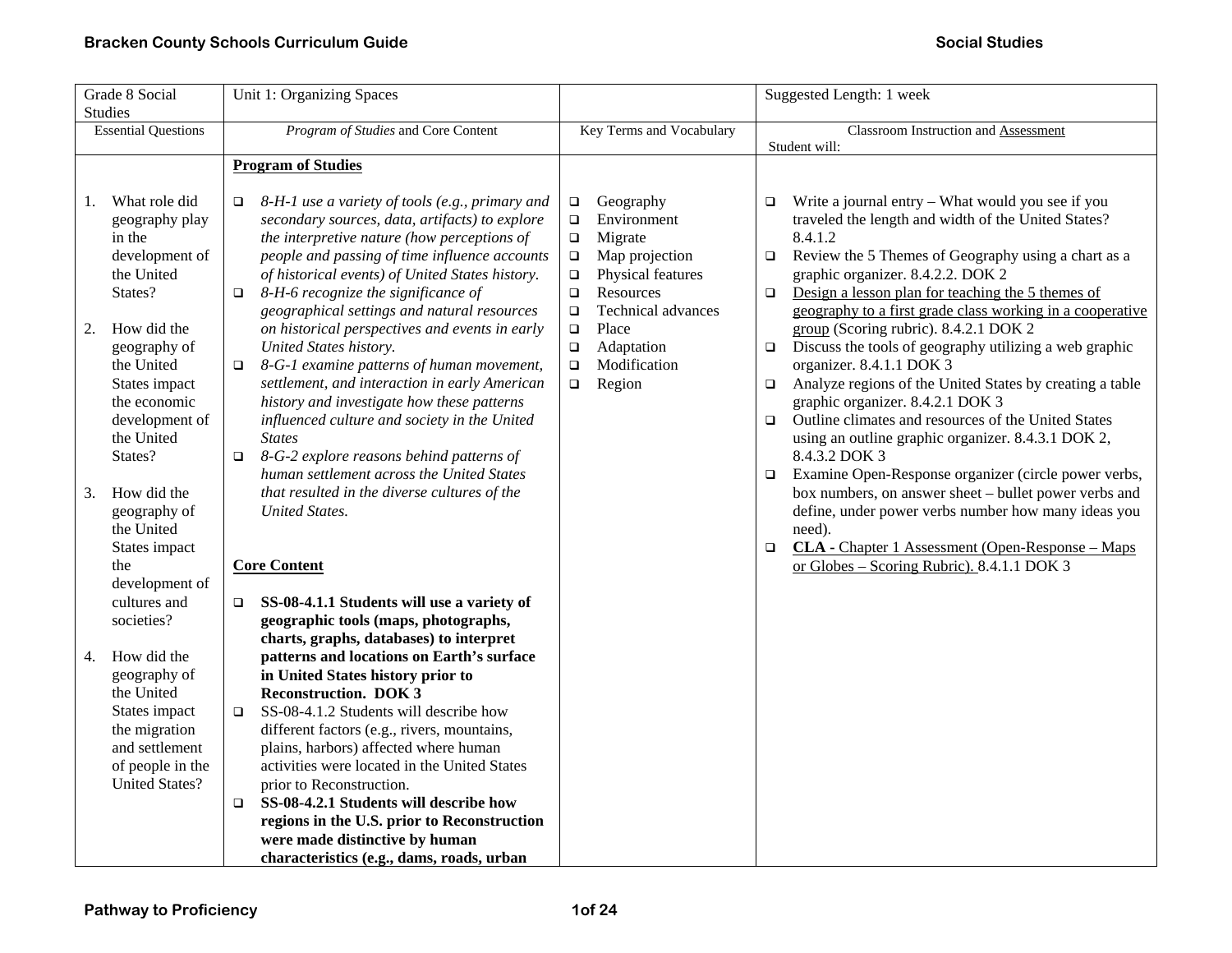| Grade 8 Social Studies | Unit 1: Organizing Spaces | | Suggested Length: 1 week |
|---|---|---|---|
| Essential Questions | *Program of Studies* and Core Content | Key Terms and Vocabulary | Classroom Instruction and Assessment<br>Student will: |
| 1. What role did geography play in the development of the United States?<br><br>2. How did the geography of the United States impact the economic development of the United States?<br><br>3. How did the geography of the United States impact the development of cultures and societies?<br><br>4. How did the geography of the United States impact the migration and settlement of people in the United States? | **Program of Studies**<br><br>❑ *8-H-1 use a variety of tools (e.g., primary and secondary sources, data, artifacts) to explore the interpretive nature (how perceptions of people and passing of time influence accounts of historical events) of United States history.*<br>❑ *8-H-6 recognize the significance of geographical settings and natural resources on historical perspectives and events in early United States history.*<br>❑ *8-G-1 examine patterns of human movement, settlement, and interaction in early American history and investigate how these patterns influenced culture and society in the United States*<br>❑ *8-G-2 explore reasons behind patterns of human settlement across the United States that resulted in the diverse cultures of the United States.*<br><br>**Core Content**<br><br>❑ **SS-08-4.1.1 Students will use a variety of geographic tools (maps, photographs, charts, graphs, databases) to interpret patterns and locations on Earth's surface in United States history prior to Reconstruction. DOK 3**<br>❑ SS-08-4.1.2 Students will describe how different factors (e.g., rivers, mountains, plains, harbors) affected where human activities were located in the United States prior to Reconstruction.<br>❑ **SS-08-4.2.1 Students will describe how regions in the U.S. prior to Reconstruction were made distinctive by human characteristics (e.g., dams, roads, urban** | ❑ Geography<br>❑ Environment<br>❑ Migrate<br>❑ Map projection<br>❑ Physical features<br>❑ Resources<br>❑ Technical advances<br>❑ Place<br>❑ Adaptation<br>❑ Modification<br>❑ Region | ❑ Write a journal entry – What would you see if you traveled the length and width of the United States? 8.4.1.2<br>❑ Review the 5 Themes of Geography using a chart as a graphic organizer. 8.4.2.2. DOK 2<br>❑ <u>Design a lesson plan for teaching the 5 themes of geography to a first grade class working in a cooperative group</u> (Scoring rubric). 8.4.2.1 DOK 2<br>❑ Discuss the tools of geography utilizing a web graphic organizer. 8.4.1.1 DOK 3<br>❑ Analyze regions of the United States by creating a table graphic organizer. 8.4.2.1 DOK 3<br>❑ Outline climates and resources of the United States using an outline graphic organizer. 8.4.3.1 DOK 2, 8.4.3.2 DOK 3<br>❑ Examine Open-Response organizer (circle power verbs, box numbers, on answer sheet – bullet power verbs and define, under power verbs number how many ideas you need).<br>❑ **CLA -** <u>Chapter 1 Assessment (Open-Response – Maps or Globes – Scoring Rubric).</u> 8.4.1.1 DOK 3 |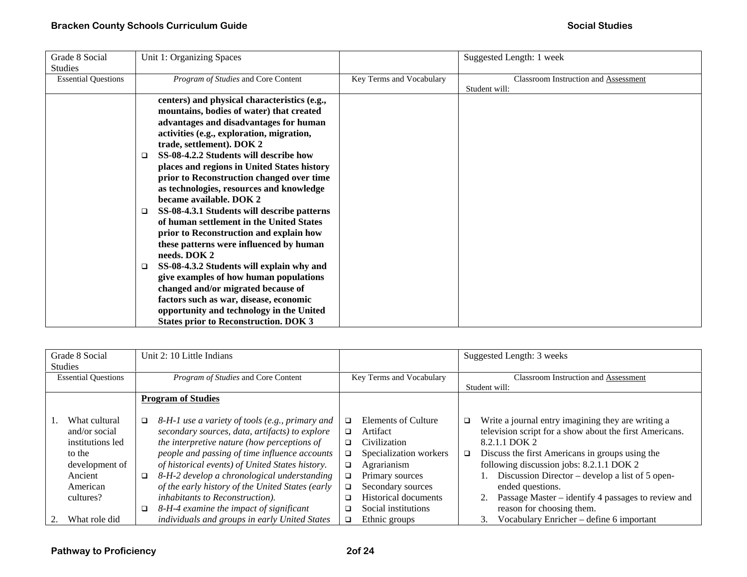| Grade 8 Social Studies | Unit 1: Organizing Spaces | | Suggested Length: 1 week |
|---|---|---|---|
| Essential Questions | *Program of Studies* and Core Content | Key Terms and Vocabulary | Classroom Instruction and Assessment<br>Student will: |
| | **centers) and physical characteristics (e.g., mountains, bodies of water) that created advantages and disadvantages for human activities (e.g., exploration, migration, trade, settlement). DOK 2**<br>❑ **SS-08-4.2.2 Students will describe how places and regions in United States history prior to Reconstruction changed over time as technologies, resources and knowledge became available. DOK 2**<br>❑ **SS-08-4.3.1 Students will describe patterns of human settlement in the United States prior to Reconstruction and explain how these patterns were influenced by human needs. DOK 2**<br>❑ **SS-08-4.3.2 Students will explain why and give examples of how human populations changed and/or migrated because of factors such as war, disease, economic opportunity and technology in the United States prior to Reconstruction. DOK 3** | | |

| Grade 8 Social Studies | Unit 2: 10 Little Indians | | Suggested Length: 3 weeks |
|---|---|---|---|
| Essential Questions | *Program of Studies* and Core Content | Key Terms and Vocabulary | Classroom Instruction and Assessment<br>Student will: |
| 1. What cultural and/or social institutions led to the development of Ancient American cultures?<br><br>2. What role did | **Program of Studies**<br><br>❑ *8-H-1 use a variety of tools (e.g., primary and secondary sources, data, artifacts) to explore the interpretive nature (how perceptions of people and passing of time influence accounts of historical events) of United States history.*<br>❑ *8-H-2 develop a chronological understanding of the early history of the United States (early inhabitants to Reconstruction).*<br>❑ *8-H-4 examine the impact of significant individuals and groups in early United States* | ❑ Elements of Culture<br>❑ Artifact<br>❑ Civilization<br>❑ Specialization workers<br>❑ Agrarianism<br>❑ Primary sources<br>❑ Secondary sources<br>❑ Historical documents<br>❑ Social institutions<br>❑ Ethnic groups | ❑ Write a journal entry imagining they are writing a television script for a show about the first Americans. 8.2.1.1 DOK 2<br>❑ Discuss the first Americans in groups using the following discussion jobs: 8.2.1.1 DOK 2<br>1. Discussion Director – develop a list of 5 open-ended questions.<br>2. Passage Master – identify 4 passages to review and reason for choosing them.<br>3. Vocabulary Enricher – define 6 important |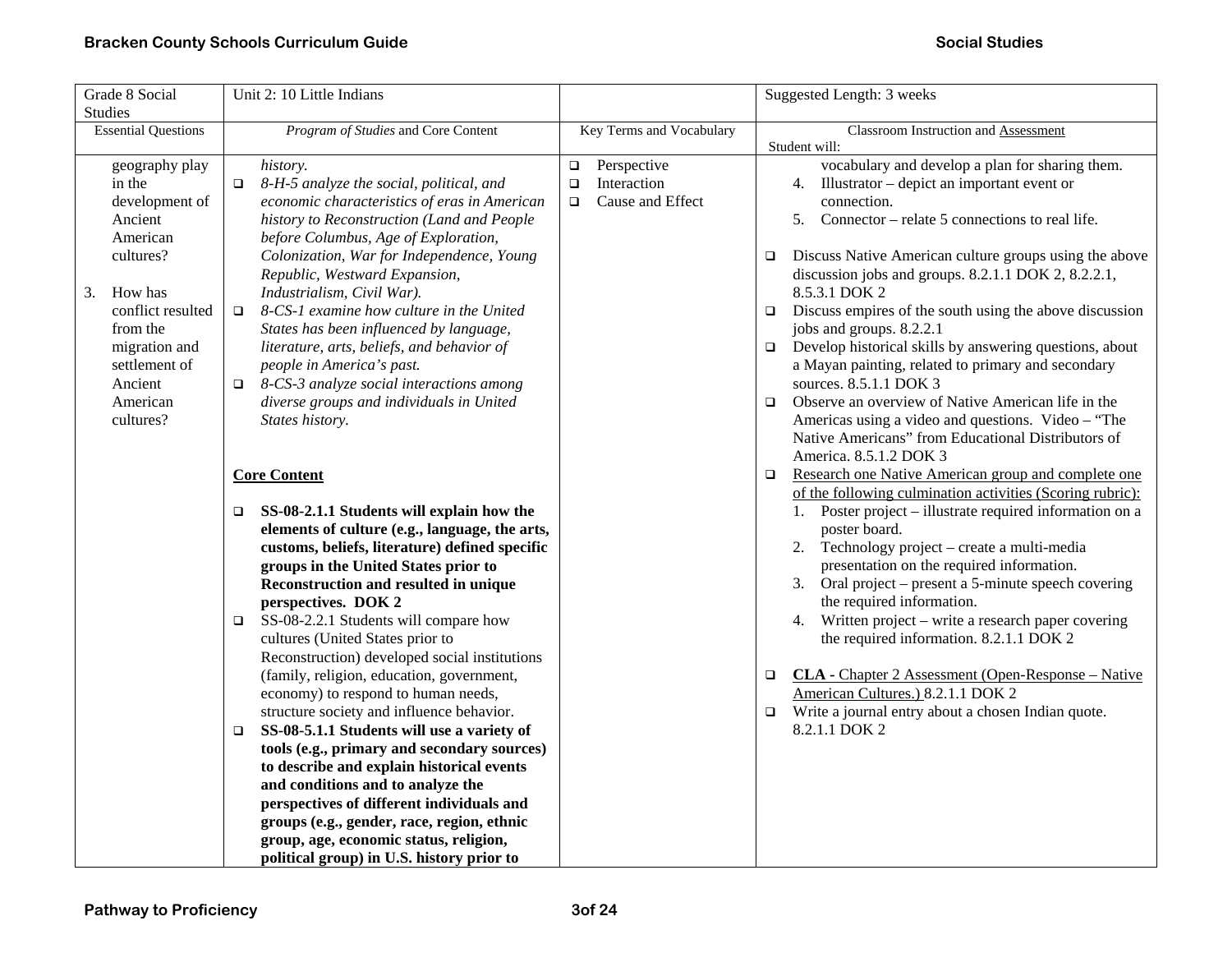| Grade 8 Social Studies | Unit 2: 10 Little Indians | | Suggested Length: 3 weeks |
|---|---|---|---|
| Essential Questions | *Program of Studies* and Core Content | Key Terms and Vocabulary | Classroom Instruction and Assessment<br>Student will: |
| geography play in the development of Ancient American cultures?<br><br>3. How has conflict resulted from the migration and settlement of Ancient American cultures? | *history.*<br>❑ *8-H-5 analyze the social, political, and economic characteristics of eras in American history to Reconstruction (Land and People before Columbus, Age of Exploration, Colonization, War for Independence, Young Republic, Westward Expansion, Industrialism, Civil War).*<br>❑ *8-CS-1 examine how culture in the United States has been influenced by language, literature, arts, beliefs, and behavior of people in America's past.*<br>❑ *8-CS-3 analyze social interactions among diverse groups and individuals in United States history.*<br><br>**Core Content**<br><br>❑ **SS-08-2.1.1 Students will explain how the elements of culture (e.g., language, the arts, customs, beliefs, literature) defined specific groups in the United States prior to Reconstruction and resulted in unique perspectives. DOK 2**<br>❑ SS-08-2.2.1 Students will compare how cultures (United States prior to Reconstruction) developed social institutions (family, religion, education, government, economy) to respond to human needs, structure society and influence behavior.<br>❑ **SS-08-5.1.1 Students will use a variety of tools (e.g., primary and secondary sources) to describe and explain historical events and conditions and to analyze the perspectives of different individuals and groups (e.g., gender, race, region, ethnic group, age, economic status, religion, political group) in U.S. history prior to** | ❑ Perspective<br>❑ Interaction<br>❑ Cause and Effect | vocabulary and develop a plan for sharing them.<br>4. Illustrator – depict an important event or connection.<br>5. Connector – relate 5 connections to real life.<br><br>❑ Discuss Native American culture groups using the above discussion jobs and groups. 8.2.1.1 DOK 2, 8.2.2.1, 8.5.3.1 DOK 2<br>❑ Discuss empires of the south using the above discussion jobs and groups. 8.2.2.1<br>❑ Develop historical skills by answering questions, about a Mayan painting, related to primary and secondary sources. 8.5.1.1 DOK 3<br>❑ Observe an overview of Native American life in the Americas using a video and questions. Video – "The Native Americans" from Educational Distributors of America. 8.5.1.2 DOK 3<br>❑ Research one Native American group and complete one of the following culmination activities (Scoring rubric):<br>1. Poster project – illustrate required information on a poster board.<br>2. Technology project – create a multi-media presentation on the required information.<br>3. Oral project – present a 5-minute speech covering the required information.<br>4. Written project – write a research paper covering the required information. 8.2.1.1 DOK 2<br><br>❑ **CLA -** Chapter 2 Assessment (Open-Response – Native American Cultures.) 8.2.1.1 DOK 2<br>❑ Write a journal entry about a chosen Indian quote. 8.2.1.1 DOK 2 |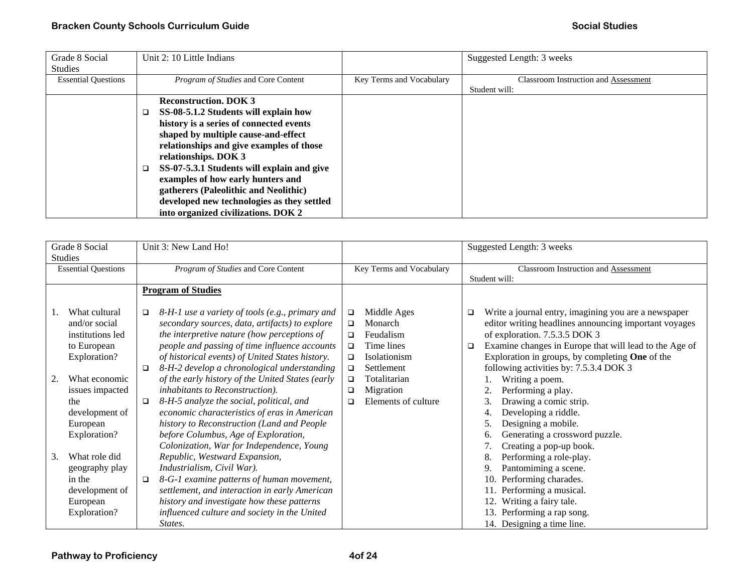| Grade 8 Social Studies | Unit 2: 10 Little Indians | | Suggested Length: 3 weeks |
|---|---|---|---|
| Essential Questions | *Program of Studies* and Core Content | Key Terms and Vocabulary | Classroom Instruction and Assessment<br>Student will: |
| | **Reconstruction. DOK 3**<br>❑ **SS-08-5.1.2 Students will explain how history is a series of connected events shaped by multiple cause-and-effect relationships and give examples of those relationships. DOK 3**<br>❑ **SS-07-5.3.1 Students will explain and give examples of how early hunters and gatherers (Paleolithic and Neolithic) developed new technologies as they settled into organized civilizations. DOK 2** | | |

| Grade 8 Social Studies | Unit 3: New Land Ho! | | Suggested Length: 3 weeks |
|---|---|---|---|
| Essential Questions | *Program of Studies* and Core Content | Key Terms and Vocabulary | Classroom Instruction and Assessment<br>Student will: |
| 1. What cultural and/or social institutions led to European Exploration?<br><br>2. What economic issues impacted the development of European Exploration?<br><br>3. What role did geography play in the development of European Exploration? | **Program of Studies**<br><br>❑ *8-H-1 use a variety of tools (e.g., primary and secondary sources, data, artifacts) to explore the interpretive nature (how perceptions of people and passing of time influence accounts of historical events) of United States history.*<br>❑ *8-H-2 develop a chronological understanding of the early history of the United States (early inhabitants to Reconstruction).*<br>❑ *8-H-5 analyze the social, political, and economic characteristics of eras in American history to Reconstruction (Land and People before Columbus, Age of Exploration, Colonization, War for Independence, Young Republic, Westward Expansion, Industrialism, Civil War).*<br>❑ *8-G-1 examine patterns of human movement, settlement, and interaction in early American history and investigate how these patterns influenced culture and society in the United States.* | ❑ Middle Ages<br>❑ Monarch<br>❑ Feudalism<br>❑ Time lines<br>❑ Isolationism<br>❑ Settlement<br>❑ Totalitarian<br>❑ Migration<br>❑ Elements of culture | ❑ Write a journal entry, imagining you are a newspaper editor writing headlines announcing important voyages of exploration. 7.5.3.5 DOK 3<br>❑ Examine changes in Europe that will lead to the Age of Exploration in groups, by completing **One** of the following activities by: 7.5.3.4 DOK 3<br>1. Writing a poem.<br>2. Performing a play.<br>3. Drawing a comic strip.<br>4. Developing a riddle.<br>5. Designing a mobile.<br>6. Generating a crossword puzzle.<br>7. Creating a pop-up book.<br>8. Performing a role-play.<br>9. Pantomiming a scene.<br>10. Performing charades.<br>11. Performing a musical.<br>12. Writing a fairy tale.<br>13. Performing a rap song.<br>14. Designing a time line. |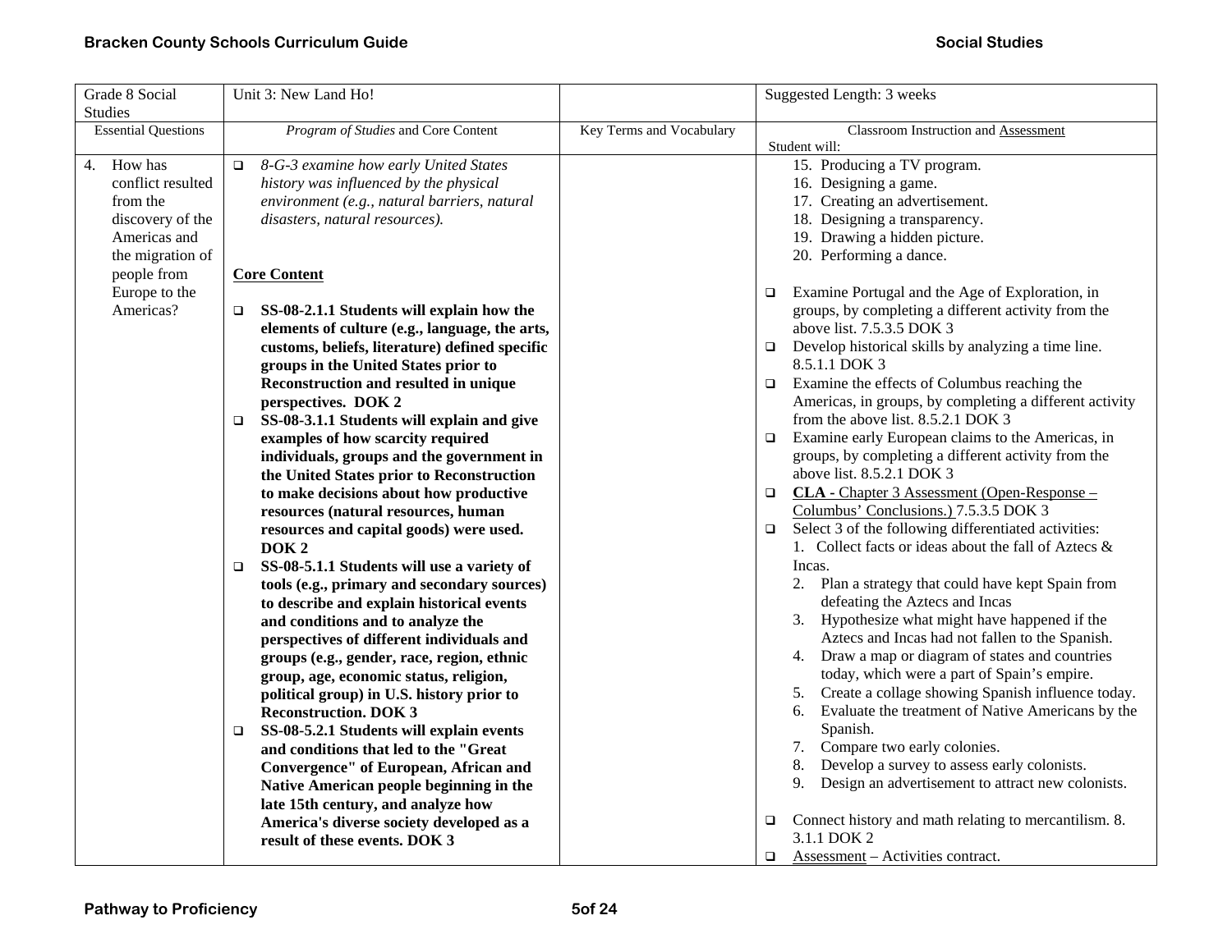| Grade 8 Social Studies | Unit 3: New Land Ho! | | Suggested Length: 3 weeks |
|---|---|---|---|
| Essential Questions | *Program of Studies* and Core Content | Key Terms and Vocabulary | Classroom Instruction and Assessment<br>Student will: |
| 4. How has conflict resulted from the discovery of the Americas and the migration of people from Europe to the Americas? | ❑ *8-G-3 examine how early United States history was influenced by the physical environment (e.g., natural barriers, natural disasters, natural resources).*<br><br>**Core Content**<br><br>❑ **SS-08-2.1.1 Students will explain how the elements of culture (e.g., language, the arts, customs, beliefs, literature) defined specific groups in the United States prior to Reconstruction and resulted in unique perspectives. DOK 2**<br>❑ **SS-08-3.1.1 Students will explain and give examples of how scarcity required individuals, groups and the government in the United States prior to Reconstruction to make decisions about how productive resources (natural resources, human resources and capital goods) were used. DOK 2**<br>❑ **SS-08-5.1.1 Students will use a variety of tools (e.g., primary and secondary sources) to describe and explain historical events and conditions and to analyze the perspectives of different individuals and groups (e.g., gender, race, region, ethnic group, age, economic status, religion, political group) in U.S. history prior to Reconstruction. DOK 3**<br>❑ **SS-08-5.2.1 Students will explain events and conditions that led to the "Great Convergence" of European, African and Native American people beginning in the late 15th century, and analyze how America's diverse society developed as a result of these events. DOK 3** | | 15. Producing a TV program.<br>16. Designing a game.<br>17. Creating an advertisement.<br>18. Designing a transparency.<br>19. Drawing a hidden picture.<br>20. Performing a dance.<br><br>❑ Examine Portugal and the Age of Exploration, in groups, by completing a different activity from the above list. 7.5.3.5 DOK 3<br>❑ Develop historical skills by analyzing a time line. 8.5.1.1 DOK 3<br>❑ Examine the effects of Columbus reaching the Americas, in groups, by completing a different activity from the above list. 8.5.2.1 DOK 3<br>❑ Examine early European claims to the Americas, in groups, by completing a different activity from the above list. 8.5.2.1 DOK 3<br>❑ **CLA -** Chapter 3 Assessment (Open-Response – Columbus' Conclusions.) 7.5.3.5 DOK 3<br>❑ Select 3 of the following differentiated activities:<br>1. Collect facts or ideas about the fall of Aztecs & Incas.<br>2. Plan a strategy that could have kept Spain from defeating the Aztecs and Incas<br>3. Hypothesize what might have happened if the Aztecs and Incas had not fallen to the Spanish.<br>4. Draw a map or diagram of states and countries today, which were a part of Spain's empire.<br>5. Create a collage showing Spanish influence today.<br>6. Evaluate the treatment of Native Americans by the Spanish.<br>7. Compare two early colonies.<br>8. Develop a survey to assess early colonists.<br>9. Design an advertisement to attract new colonists.<br><br>❑ Connect history and math relating to mercantilism. 8. 3.1.1 DOK 2<br>❑ Assessment – Activities contract. |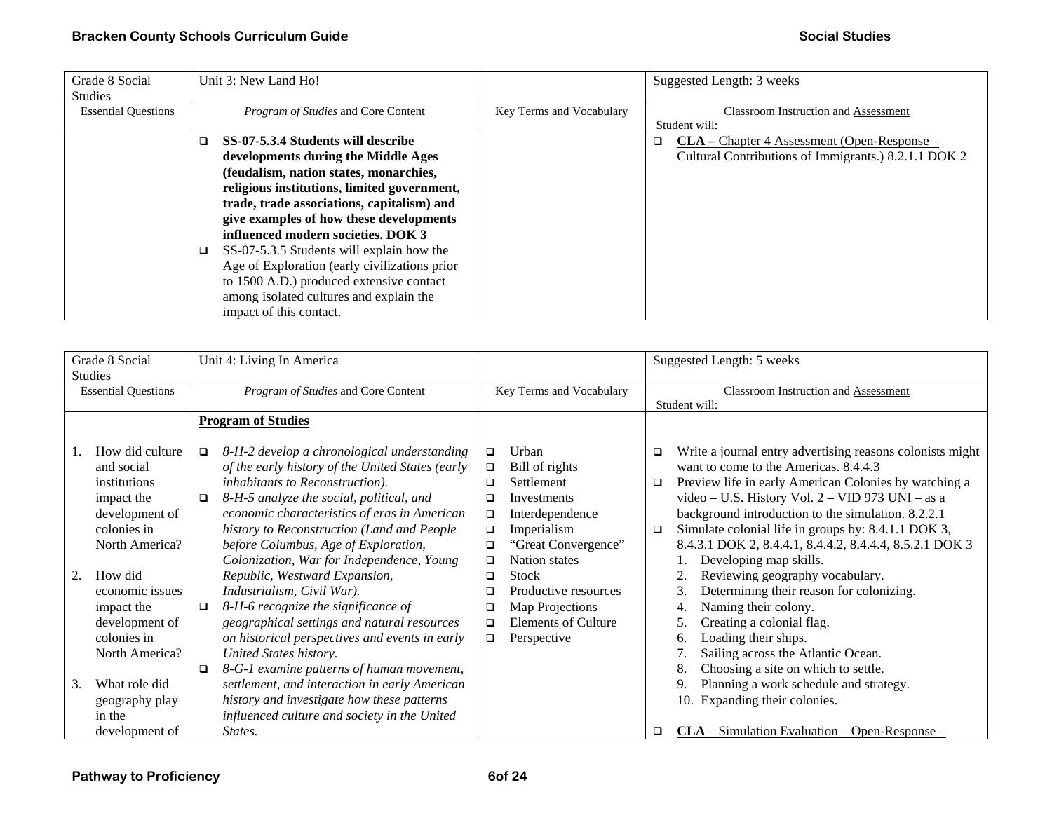| Grade 8 Social Studies | Unit 3: New Land Ho! | | Suggested Length: 3 weeks |
|---|---|---|---|
| Essential Questions | *Program of Studies* and Core Content | Key Terms and Vocabulary | Classroom Instruction and Assessment<br>Student will: |
| | ❑ **SS-07-5.3.4 Students will describe developments during the Middle Ages (feudalism, nation states, monarchies, religious institutions, limited government, trade, trade associations, capitalism) and give examples of how these developments influenced modern societies. DOK 3**<br>❑ SS-07-5.3.5 Students will explain how the Age of Exploration (early civilizations prior to 1500 A.D.) produced extensive contact among isolated cultures and explain the impact of this contact. | | ❑ **CLA –** Chapter 4 Assessment (Open-Response – Cultural Contributions of Immigrants.) 8.2.1.1 DOK 2 |

| Grade 8 Social Studies | Unit 4: Living In America | | Suggested Length: 5 weeks |
|---|---|---|---|
| Essential Questions | *Program of Studies* and Core Content | Key Terms and Vocabulary | Classroom Instruction and Assessment<br>Student will: |
| 1. How did culture and social institutions impact the development of colonies in North America?<br><br>2. How did economic issues impact the development of colonies in North America?<br><br>3. What role did geography play in the development of | **Program of Studies**<br><br>❑ *8-H-2 develop a chronological understanding of the early history of the United States (early inhabitants to Reconstruction).*<br>❑ *8-H-5 analyze the social, political, and economic characteristics of eras in American history to Reconstruction (Land and People before Columbus, Age of Exploration, Colonization, War for Independence, Young Republic, Westward Expansion, Industrialism, Civil War).*<br>❑ *8-H-6 recognize the significance of geographical settings and natural resources on historical perspectives and events in early United States history.*<br>❑ *8-G-1 examine patterns of human movement, settlement, and interaction in early American history and investigate how these patterns influenced culture and society in the United States.* | ❑ Urban<br>❑ Bill of rights<br>❑ Settlement<br>❑ Investments<br>❑ Interdependence<br>❑ Imperialism<br>❑ "Great Convergence"<br>❑ Nation states<br>❑ Stock<br>❑ Productive resources<br>❑ Map Projections<br>❑ Elements of Culture<br>❑ Perspective | ❑ Write a journal entry advertising reasons colonists might want to come to the Americas. 8.4.4.3<br>❑ Preview life in early American Colonies by watching a video – U.S. History Vol. 2 – VID 973 UNI – as a background introduction to the simulation. 8.2.2.1<br>❑ Simulate colonial life in groups by: 8.4.1.1 DOK 3, 8.4.3.1 DOK 2, 8.4.4.1, 8.4.4.2, 8.4.4.4, 8.5.2.1 DOK 3<br>1. Developing map skills.<br>2. Reviewing geography vocabulary.<br>3. Determining their reason for colonizing.<br>4. Naming their colony.<br>5. Creating a colonial flag.<br>6. Loading their ships.<br>7. Sailing across the Atlantic Ocean.<br>8. Choosing a site on which to settle.<br>9. Planning a work schedule and strategy.<br>10. Expanding their colonies.<br><br>❑ **CLA** – Simulation Evaluation – Open-Response – |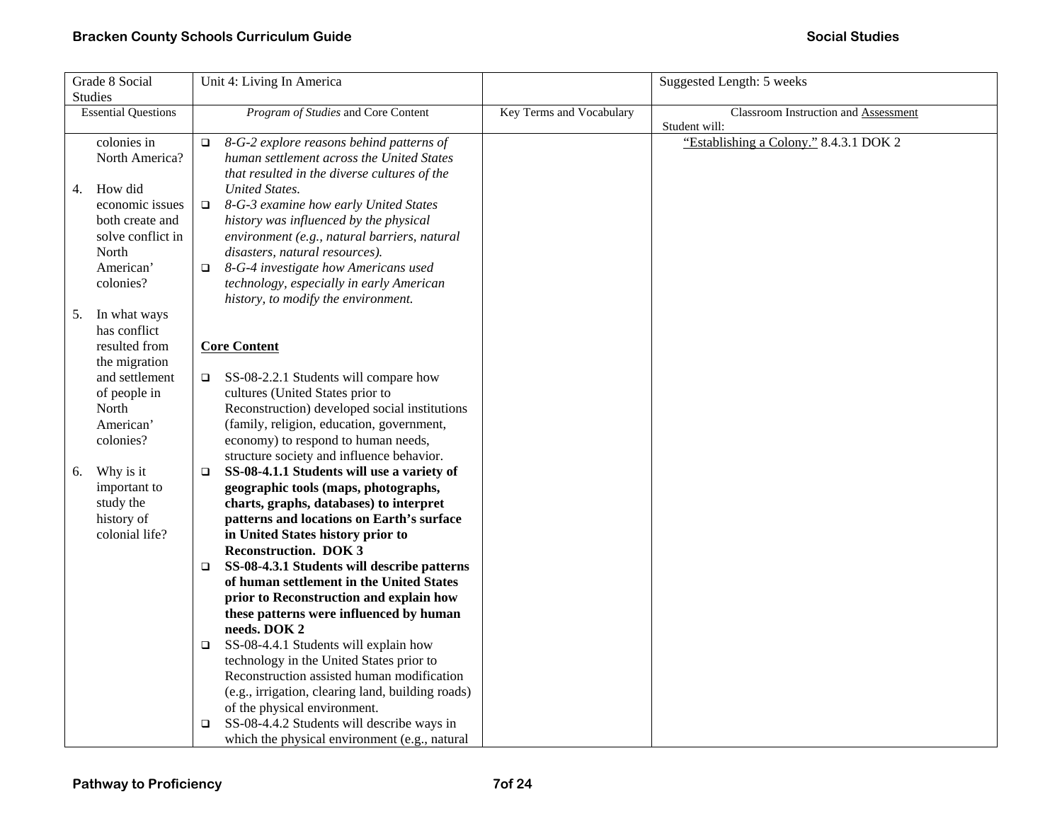| Grade 8 Social Studies | Unit 4: Living In America | | Suggested Length: 5 weeks |
|---|---|---|---|
| Essential Questions | *Program of Studies* and Core Content | Key Terms and Vocabulary | Classroom Instruction and <u>Assessment</u><br>Student will: |
| colonies in North America?<br><br>4. How did economic issues both create and solve conflict in North American' colonies?<br><br>5. In what ways has conflict resulted from the migration and settlement of people in North American' colonies?<br><br>6. Why is it important to study the history of colonial life? | ❑ *8-G-2 explore reasons behind patterns of human settlement across the United States that resulted in the diverse cultures of the United States.*<br>❑ *8-G-3 examine how early United States history was influenced by the physical environment (e.g., natural barriers, natural disasters, natural resources).*<br>❑ *8-G-4 investigate how Americans used technology, especially in early American history, to modify the environment.*<br><br>**<u>Core Content</u>**<br><br>❑ SS-08-2.2.1 Students will compare how cultures (United States prior to Reconstruction) developed social institutions (family, religion, education, government, economy) to respond to human needs, structure society and influence behavior.<br>❑ **SS-08-4.1.1 Students will use a variety of geographic tools (maps, photographs, charts, graphs, databases) to interpret patterns and locations on Earth's surface in United States history prior to Reconstruction. DOK 3**<br>❑ **SS-08-4.3.1 Students will describe patterns of human settlement in the United States prior to Reconstruction and explain how these patterns were influenced by human needs. DOK 2**<br>❑ SS-08-4.4.1 Students will explain how technology in the United States prior to Reconstruction assisted human modification (e.g., irrigation, clearing land, building roads) of the physical environment.<br>❑ SS-08-4.4.2 Students will describe ways in which the physical environment (e.g., natural | | <u>"Establishing a Colony."</u> 8.4.3.1 DOK 2 |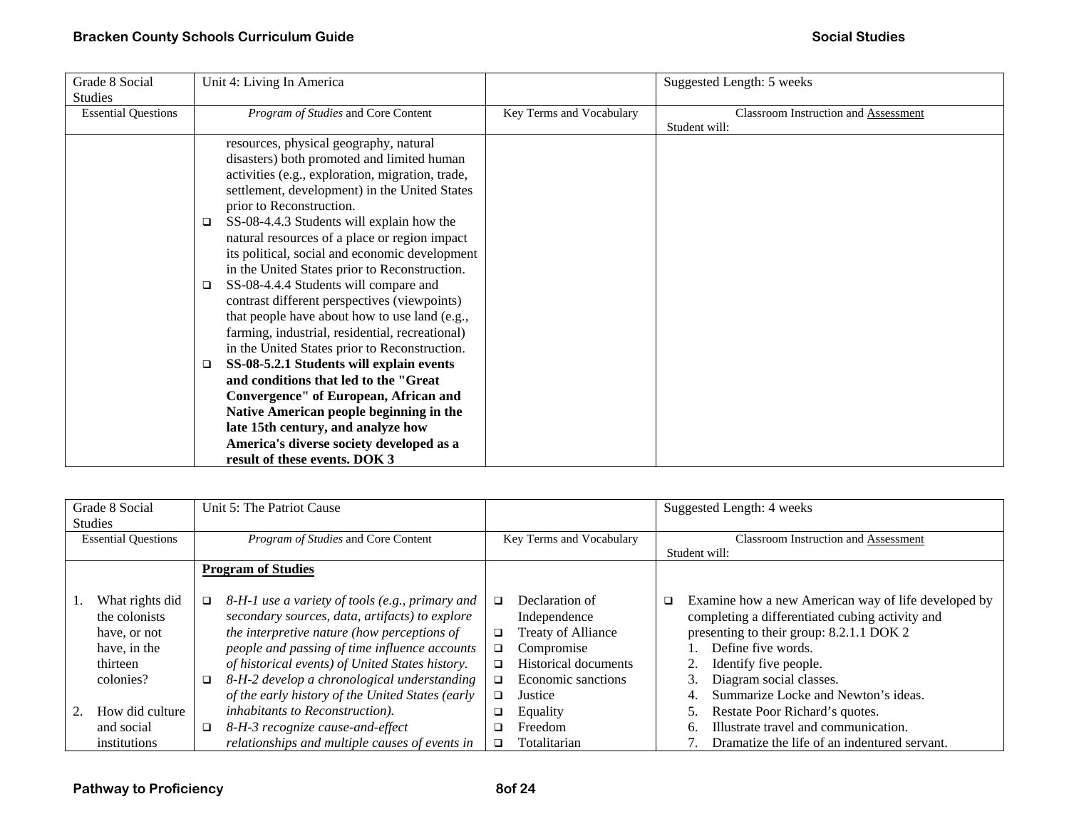| Grade 8 Social Studies | Unit 4: Living In America | | Suggested Length: 5 weeks |
|---|---|---|---|
| Essential Questions | *Program of Studies* and Core Content | Key Terms and Vocabulary | Classroom Instruction and Assessment<br>Student will: |
| | resources, physical geography, natural disasters) both promoted and limited human activities (e.g., exploration, migration, trade, settlement, development) in the United States prior to Reconstruction.<br>❑ SS-08-4.4.3 Students will explain how the natural resources of a place or region impact its political, social and economic development in the United States prior to Reconstruction.<br>❑ SS-08-4.4.4 Students will compare and contrast different perspectives (viewpoints) that people have about how to use land (e.g., farming, industrial, residential, recreational) in the United States prior to Reconstruction.<br>❑ **SS-08-5.2.1 Students will explain events and conditions that led to the "Great Convergence" of European, African and Native American people beginning in the late 15th century, and analyze how America's diverse society developed as a result of these events. DOK 3** | | |

| Grade 8 Social Studies | Unit 5: The Patriot Cause | | Suggested Length: 4 weeks |
|---|---|---|---|
| Essential Questions | *Program of Studies* and Core Content | Key Terms and Vocabulary | Classroom Instruction and Assessment<br>Student will: |
| 1. What rights did the colonists have, or not have, in the thirteen colonies?<br><br>2. How did culture and social institutions | **Program of Studies**<br><br>❑ *8-H-1 use a variety of tools (e.g., primary and secondary sources, data, artifacts) to explore the interpretive nature (how perceptions of people and passing of time influence accounts of historical events) of United States history.*<br>❑ *8-H-2 develop a chronological understanding of the early history of the United States (early inhabitants to Reconstruction).*<br>❑ *8-H-3 recognize cause-and-effect relationships and multiple causes of events in* | ❑ Declaration of Independence<br>❑ Treaty of Alliance<br>❑ Compromise<br>❑ Historical documents<br>❑ Economic sanctions<br>❑ Justice<br>❑ Equality<br>❑ Freedom<br>❑ Totalitarian | ❑ Examine how a new American way of life developed by completing a differentiated cubing activity and presenting to their group: 8.2.1.1 DOK 2<br>1. Define five words.<br>2. Identify five people.<br>3. Diagram social classes.<br>4. Summarize Locke and Newton's ideas.<br>5. Restate Poor Richard's quotes.<br>6. Illustrate travel and communication.<br>7. Dramatize the life of an indentured servant. |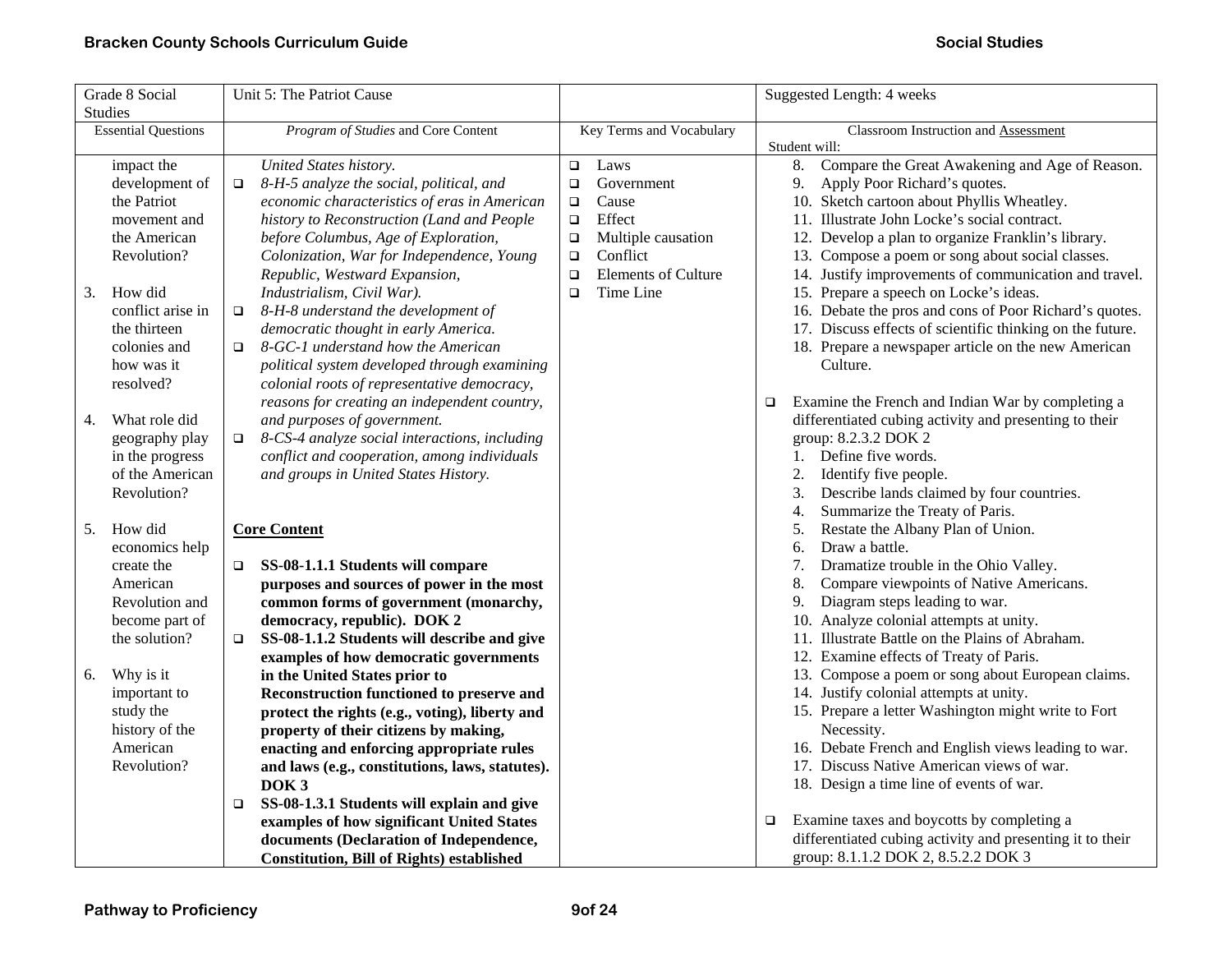| Grade 8 Social Studies | Unit 5: The Patriot Cause | | Suggested Length: 4 weeks |
|---|---|---|---|
| Essential Questions | *Program of Studies* and Core Content | Key Terms and Vocabulary | Classroom Instruction and Assessment<br>Student will: |
| impact the development of the Patriot movement and the American Revolution?<br><br>3. How did conflict arise in the thirteen colonies and how was it resolved?<br><br>4. What role did geography play in the progress of the American Revolution?<br><br>5. How did economics help create the American Revolution and become part of the solution?<br><br>6. Why is it important to study the history of the American Revolution? | *United States history.*<br>❑ *8-H-5 analyze the social, political, and economic characteristics of eras in American history to Reconstruction (Land and People before Columbus, Age of Exploration, Colonization, War for Independence, Young Republic, Westward Expansion, Industrialism, Civil War).*<br>❑ *8-H-8 understand the development of democratic thought in early America.*<br>❑ *8-GC-1 understand how the American political system developed through examining colonial roots of representative democracy, reasons for creating an independent country, and purposes of government.*<br>❑ *8-CS-4 analyze social interactions, including conflict and cooperation, among individuals and groups in United States History.*<br><br>**Core Content**<br><br>❑ **SS-08-1.1.1 Students will compare purposes and sources of power in the most common forms of government (monarchy, democracy, republic). DOK 2**<br>❑ **SS-08-1.1.2 Students will describe and give examples of how democratic governments in the United States prior to Reconstruction functioned to preserve and protect the rights (e.g., voting), liberty and property of their citizens by making, enacting and enforcing appropriate rules and laws (e.g., constitutions, laws, statutes). DOK 3**<br>❑ **SS-08-1.3.1 Students will explain and give examples of how significant United States documents (Declaration of Independence, Constitution, Bill of Rights) established** | ❑ Laws<br>❑ Government<br>❑ Cause<br>❑ Effect<br>❑ Multiple causation<br>❑ Conflict<br>❑ Elements of Culture<br>❑ Time Line | 8. Compare the Great Awakening and Age of Reason.<br>9. Apply Poor Richard's quotes.<br>10. Sketch cartoon about Phyllis Wheatley.<br>11. Illustrate John Locke's social contract.<br>12. Develop a plan to organize Franklin's library.<br>13. Compose a poem or song about social classes.<br>14. Justify improvements of communication and travel.<br>15. Prepare a speech on Locke's ideas.<br>16. Debate the pros and cons of Poor Richard's quotes.<br>17. Discuss effects of scientific thinking on the future.<br>18. Prepare a newspaper article on the new American Culture.<br><br>❑ Examine the French and Indian War by completing a differentiated cubing activity and presenting to their group: 8.2.3.2 DOK 2<br>1. Define five words.<br>2. Identify five people.<br>3. Describe lands claimed by four countries.<br>4. Summarize the Treaty of Paris.<br>5. Restate the Albany Plan of Union.<br>6. Draw a battle.<br>7. Dramatize trouble in the Ohio Valley.<br>8. Compare viewpoints of Native Americans.<br>9. Diagram steps leading to war.<br>10. Analyze colonial attempts at unity.<br>11. Illustrate Battle on the Plains of Abraham.<br>12. Examine effects of Treaty of Paris.<br>13. Compose a poem or song about European claims.<br>14. Justify colonial attempts at unity.<br>15. Prepare a letter Washington might write to Fort Necessity.<br>16. Debate French and English views leading to war.<br>17. Discuss Native American views of war.<br>18. Design a time line of events of war.<br><br>❑ Examine taxes and boycotts by completing a differentiated cubing activity and presenting it to their group: 8.1.1.2 DOK 2, 8.5.2.2 DOK 3 |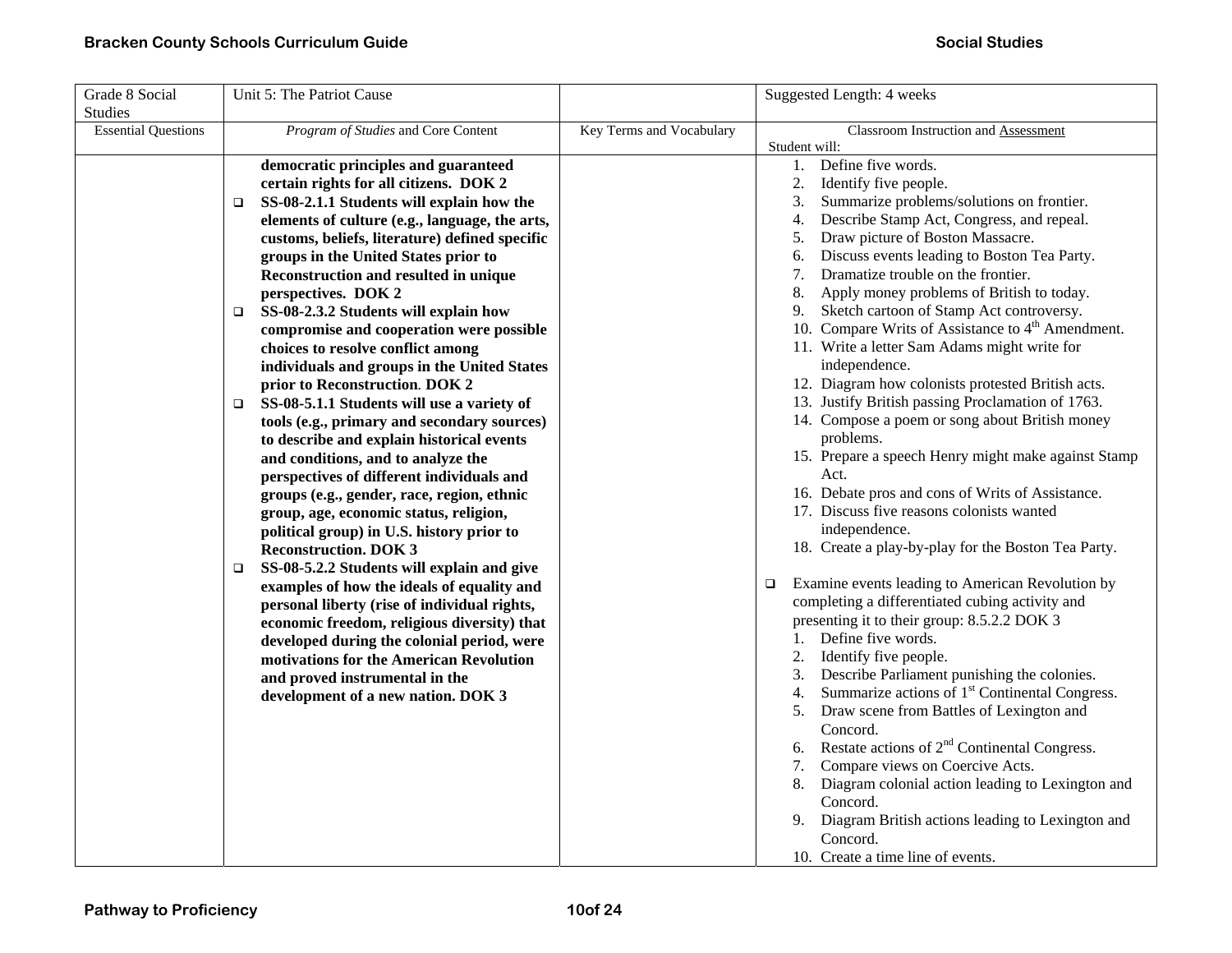| Grade 8 Social Studies | Unit 5: The Patriot Cause | | Suggested Length: 4 weeks |
|---|---|---|---|
| Essential Questions | *Program of Studies* and Core Content | Key Terms and Vocabulary | Classroom Instruction and Assessment<br>Student will: |
| | **democratic principles and guaranteed certain rights for all citizens. DOK 2**<br>❑ **SS-08-2.1.1 Students will explain how the elements of culture (e.g., language, the arts, customs, beliefs, literature) defined specific groups in the United States prior to Reconstruction and resulted in unique perspectives. DOK 2**<br>❑ **SS-08-2.3.2 Students will explain how compromise and cooperation were possible choices to resolve conflict among individuals and groups in the United States prior to Reconstruction. DOK 2**<br>❑ **SS-08-5.1.1 Students will use a variety of tools (e.g., primary and secondary sources) to describe and explain historical events and conditions, and to analyze the perspectives of different individuals and groups (e.g., gender, race, region, ethnic group, age, economic status, religion, political group) in U.S. history prior to Reconstruction. DOK 3**<br>❑ **SS-08-5.2.2 Students will explain and give examples of how the ideals of equality and personal liberty (rise of individual rights, economic freedom, religious diversity) that developed during the colonial period, were motivations for the American Revolution and proved instrumental in the development of a new nation. DOK 3** | | 1. Define five words.<br>2. Identify five people.<br>3. Summarize problems/solutions on frontier.<br>4. Describe Stamp Act, Congress, and repeal.<br>5. Draw picture of Boston Massacre.<br>6. Discuss events leading to Boston Tea Party.<br>7. Dramatize trouble on the frontier.<br>8. Apply money problems of British to today.<br>9. Sketch cartoon of Stamp Act controversy.<br>10. Compare Writs of Assistance to 4th Amendment.<br>11. Write a letter Sam Adams might write for independence.<br>12. Diagram how colonists protested British acts.<br>13. Justify British passing Proclamation of 1763.<br>14. Compose a poem or song about British money problems.<br>15. Prepare a speech Henry might make against Stamp Act.<br>16. Debate pros and cons of Writs of Assistance.<br>17. Discuss five reasons colonists wanted independence.<br>18. Create a play-by-play for the Boston Tea Party.<br><br>❑ Examine events leading to American Revolution by completing a differentiated cubing activity and presenting it to their group: 8.5.2.2 DOK 3<br>1. Define five words.<br>2. Identify five people.<br>3. Describe Parliament punishing the colonies.<br>4. Summarize actions of 1st Continental Congress.<br>5. Draw scene from Battles of Lexington and Concord.<br>6. Restate actions of 2nd Continental Congress.<br>7. Compare views on Coercive Acts.<br>8. Diagram colonial action leading to Lexington and Concord.<br>9. Diagram British actions leading to Lexington and Concord.<br>10. Create a time line of events. |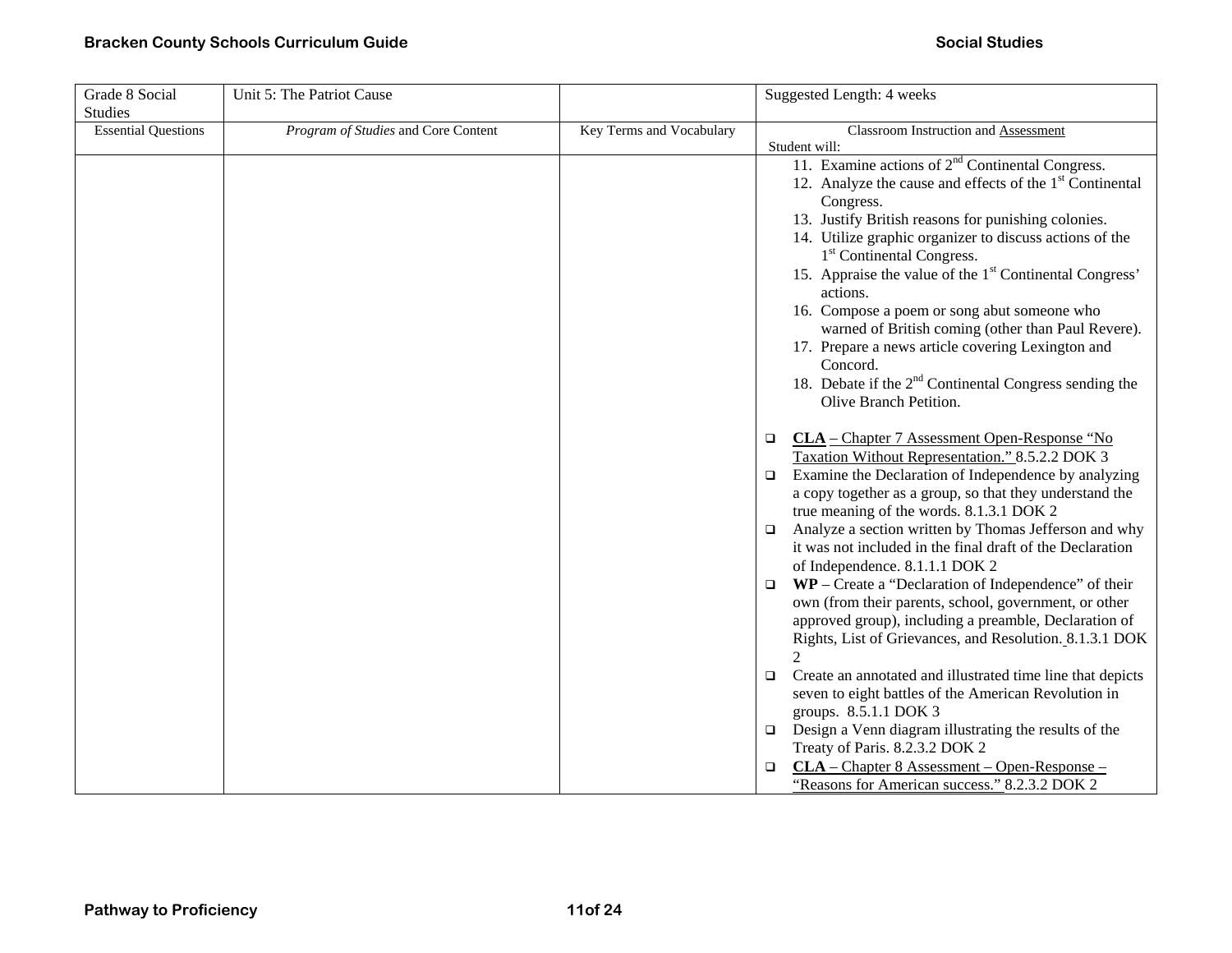| Grade 8 Social Studies | Unit 5: The Patriot Cause | | Suggested Length: 4 weeks |
|---|---|---|---|
| Essential Questions | *Program of Studies* and Core Content | Key Terms and Vocabulary | Classroom Instruction and Assessment<br>Student will: |
| | | | 11. Examine actions of 2nd Continental Congress.<br>12. Analyze the cause and effects of the 1st Continental Congress.<br>13. Justify British reasons for punishing colonies.<br>14. Utilize graphic organizer to discuss actions of the 1st Continental Congress.<br>15. Appraise the value of the 1st Continental Congress' actions.<br>16. Compose a poem or song abut someone who warned of British coming (other than Paul Revere).<br>17. Prepare a news article covering Lexington and Concord.<br>18. Debate if the 2nd Continental Congress sending the Olive Branch Petition.<br><br>❑ **CLA** – Chapter 7 Assessment Open-Response "No Taxation Without Representation." 8.5.2.2 DOK 3<br>❑ Examine the Declaration of Independence by analyzing a copy together as a group, so that they understand the true meaning of the words. 8.1.3.1 DOK 2<br>❑ Analyze a section written by Thomas Jefferson and why it was not included in the final draft of the Declaration of Independence. 8.1.1.1 DOK 2<br>❑ **WP** – Create a "Declaration of Independence" of their own (from their parents, school, government, or other approved group), including a preamble, Declaration of Rights, List of Grievances, and Resolution. 8.1.3.1 DOK 2<br>❑ Create an annotated and illustrated time line that depicts seven to eight battles of the American Revolution in groups. 8.5.1.1 DOK 3<br>❑ Design a Venn diagram illustrating the results of the Treaty of Paris. 8.2.3.2 DOK 2<br>❑ **CLA** – Chapter 8 Assessment – Open-Response – "Reasons for American success." 8.2.3.2 DOK 2 |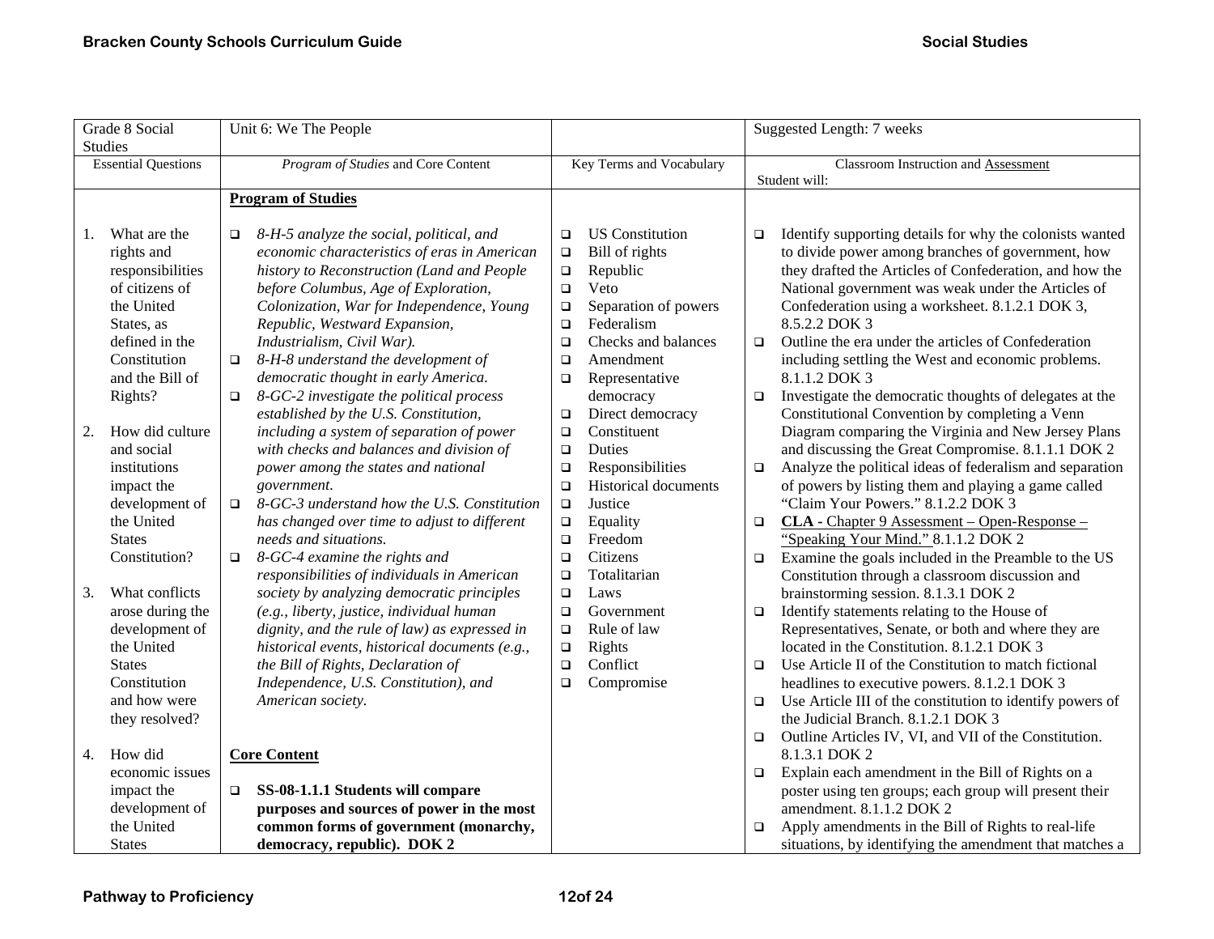| Grade 8 Social Studies | Unit 6: We The People | | Suggested Length: 7 weeks |
|---|---|---|---|
| Essential Questions | *Program of Studies* and Core Content | Key Terms and Vocabulary | Classroom Instruction and Assessment<br>Student will: |
| 1. What are the rights and responsibilities of citizens of the United States, as defined in the Constitution and the Bill of Rights?<br><br>2. How did culture and social institutions impact the development of the United States Constitution?<br><br>3. What conflicts arose during the development of the United States Constitution and how were they resolved?<br><br>4. How did economic issues impact the development of the United States | **Program of Studies**<br><br>❑ *8-H-5 analyze the social, political, and economic characteristics of eras in American history to Reconstruction (Land and People before Columbus, Age of Exploration, Colonization, War for Independence, Young Republic, Westward Expansion, Industrialism, Civil War).*<br>❑ *8-H-8 understand the development of democratic thought in early America.*<br>❑ *8-GC-2 investigate the political process established by the U.S. Constitution, including a system of separation of power with checks and balances and division of power among the states and national government.*<br>❑ *8-GC-3 understand how the U.S. Constitution has changed over time to adjust to different needs and situations.*<br>❑ *8-GC-4 examine the rights and responsibilities of individuals in American society by analyzing democratic principles (e.g., liberty, justice, individual human dignity, and the rule of law) as expressed in historical events, historical documents (e.g., the Bill of Rights, Declaration of Independence, U.S. Constitution), and American society.*<br><br>**Core Content**<br><br>❑ **SS-08-1.1.1 Students will compare purposes and sources of power in the most common forms of government (monarchy, democracy, republic). DOK 2** | ❑ US Constitution<br>❑ Bill of rights<br>❑ Republic<br>❑ Veto<br>❑ Separation of powers<br>❑ Federalism<br>❑ Checks and balances<br>❑ Amendment<br>❑ Representative democracy<br>❑ Direct democracy<br>❑ Constituent<br>❑ Duties<br>❑ Responsibilities<br>❑ Historical documents<br>❑ Justice<br>❑ Equality<br>❑ Freedom<br>❑ Citizens<br>❑ Totalitarian<br>❑ Laws<br>❑ Government<br>❑ Rule of law<br>❑ Rights<br>❑ Conflict<br>❑ Compromise | ❑ Identify supporting details for why the colonists wanted to divide power among branches of government, how they drafted the Articles of Confederation, and how the National government was weak under the Articles of Confederation using a worksheet. 8.1.2.1 DOK 3, 8.5.2.2 DOK 3<br>❑ Outline the era under the articles of Confederation including settling the West and economic problems. 8.1.1.2 DOK 3<br>❑ Investigate the democratic thoughts of delegates at the Constitutional Convention by completing a Venn Diagram comparing the Virginia and New Jersey Plans and discussing the Great Compromise. 8.1.1.1 DOK 2<br>❑ Analyze the political ideas of federalism and separation of powers by listing them and playing a game called "Claim Your Powers." 8.1.2.2 DOK 3<br>❑ **CLA -** Chapter 9 Assessment – Open-Response – "Speaking Your Mind." 8.1.1.2 DOK 2<br>❑ Examine the goals included in the Preamble to the US Constitution through a classroom discussion and brainstorming session. 8.1.3.1 DOK 2<br>❑ Identify statements relating to the House of Representatives, Senate, or both and where they are located in the Constitution. 8.1.2.1 DOK 3<br>❑ Use Article II of the Constitution to match fictional headlines to executive powers. 8.1.2.1 DOK 3<br>❑ Use Article III of the constitution to identify powers of the Judicial Branch. 8.1.2.1 DOK 3<br>❑ Outline Articles IV, VI, and VII of the Constitution. 8.1.3.1 DOK 2<br>❑ Explain each amendment in the Bill of Rights on a poster using ten groups; each group will present their amendment. 8.1.1.2 DOK 2<br>❑ Apply amendments in the Bill of Rights to real-life situations, by identifying the amendment that matches a |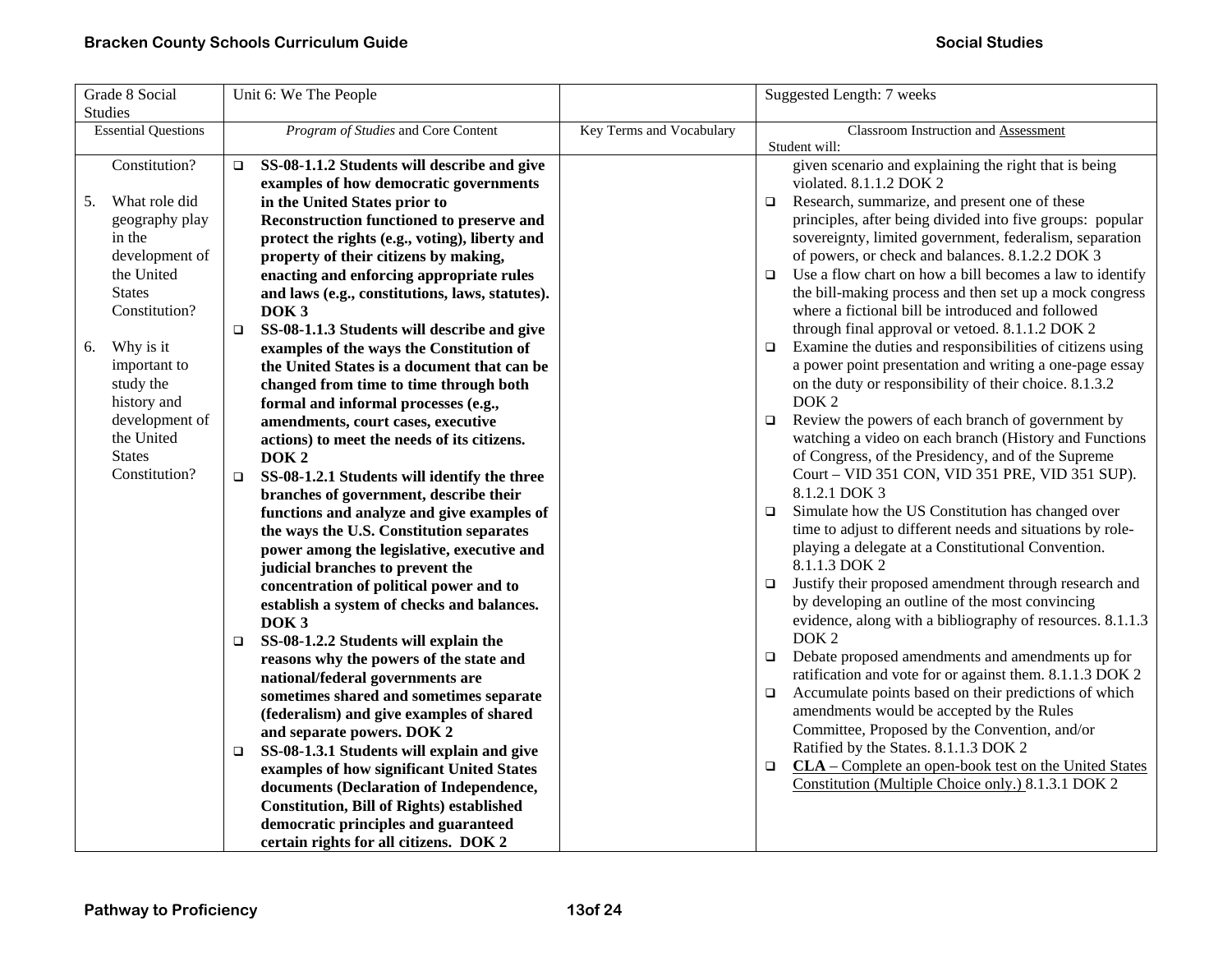| Grade 8 Social Studies | Unit 6: We The People | | Suggested Length: 7 weeks |
|---|---|---|---|
| Essential Questions | *Program of Studies* and Core Content | Key Terms and Vocabulary | Classroom Instruction and Assessment<br>Student will: |
| Constitution?<br><br>5. What role did geography play in the development of the United States Constitution?<br><br>6. Why is it important to study the history and development of the United States Constitution? | ❑ **SS-08-1.1.2 Students will describe and give examples of how democratic governments in the United States prior to Reconstruction functioned to preserve and protect the rights (e.g., voting), liberty and property of their citizens by making, enacting and enforcing appropriate rules and laws (e.g., constitutions, laws, statutes). DOK 3**<br>❑ **SS-08-1.1.3 Students will describe and give examples of the ways the Constitution of the United States is a document that can be changed from time to time through both formal and informal processes (e.g., amendments, court cases, executive actions) to meet the needs of its citizens. DOK 2**<br>❑ **SS-08-1.2.1 Students will identify the three branches of government, describe their functions and analyze and give examples of the ways the U.S. Constitution separates power among the legislative, executive and judicial branches to prevent the concentration of political power and to establish a system of checks and balances. DOK 3**<br>❑ **SS-08-1.2.2 Students will explain the reasons why the powers of the state and national/federal governments are sometimes shared and sometimes separate (federalism) and give examples of shared and separate powers. DOK 2**<br>❑ **SS-08-1.3.1 Students will explain and give examples of how significant United States documents (Declaration of Independence, Constitution, Bill of Rights) established democratic principles and guaranteed certain rights for all citizens. DOK 2** | | given scenario and explaining the right that is being violated. 8.1.1.2 DOK 2<br>❑ Research, summarize, and present one of these principles, after being divided into five groups: popular sovereignty, limited government, federalism, separation of powers, or check and balances. 8.1.2.2 DOK 3<br>❑ Use a flow chart on how a bill becomes a law to identify the bill-making process and then set up a mock congress where a fictional bill be introduced and followed through final approval or vetoed. 8.1.1.2 DOK 2<br>❑ Examine the duties and responsibilities of citizens using a power point presentation and writing a one-page essay on the duty or responsibility of their choice. 8.1.3.2 DOK 2<br>❑ Review the powers of each branch of government by watching a video on each branch (History and Functions of Congress, of the Presidency, and of the Supreme Court – VID 351 CON, VID 351 PRE, VID 351 SUP). 8.1.2.1 DOK 3<br>❑ Simulate how the US Constitution has changed over time to adjust to different needs and situations by role-playing a delegate at a Constitutional Convention. 8.1.1.3 DOK 2<br>❑ Justify their proposed amendment through research and by developing an outline of the most convincing evidence, along with a bibliography of resources. 8.1.1.3 DOK 2<br>❑ Debate proposed amendments and amendments up for ratification and vote for or against them. 8.1.1.3 DOK 2<br>❑ Accumulate points based on their predictions of which amendments would be accepted by the Rules Committee, Proposed by the Convention, and/or Ratified by the States. 8.1.1.3 DOK 2<br>❑ **CLA** – Complete an open-book test on the United States Constitution (Multiple Choice only.) 8.1.3.1 DOK 2 |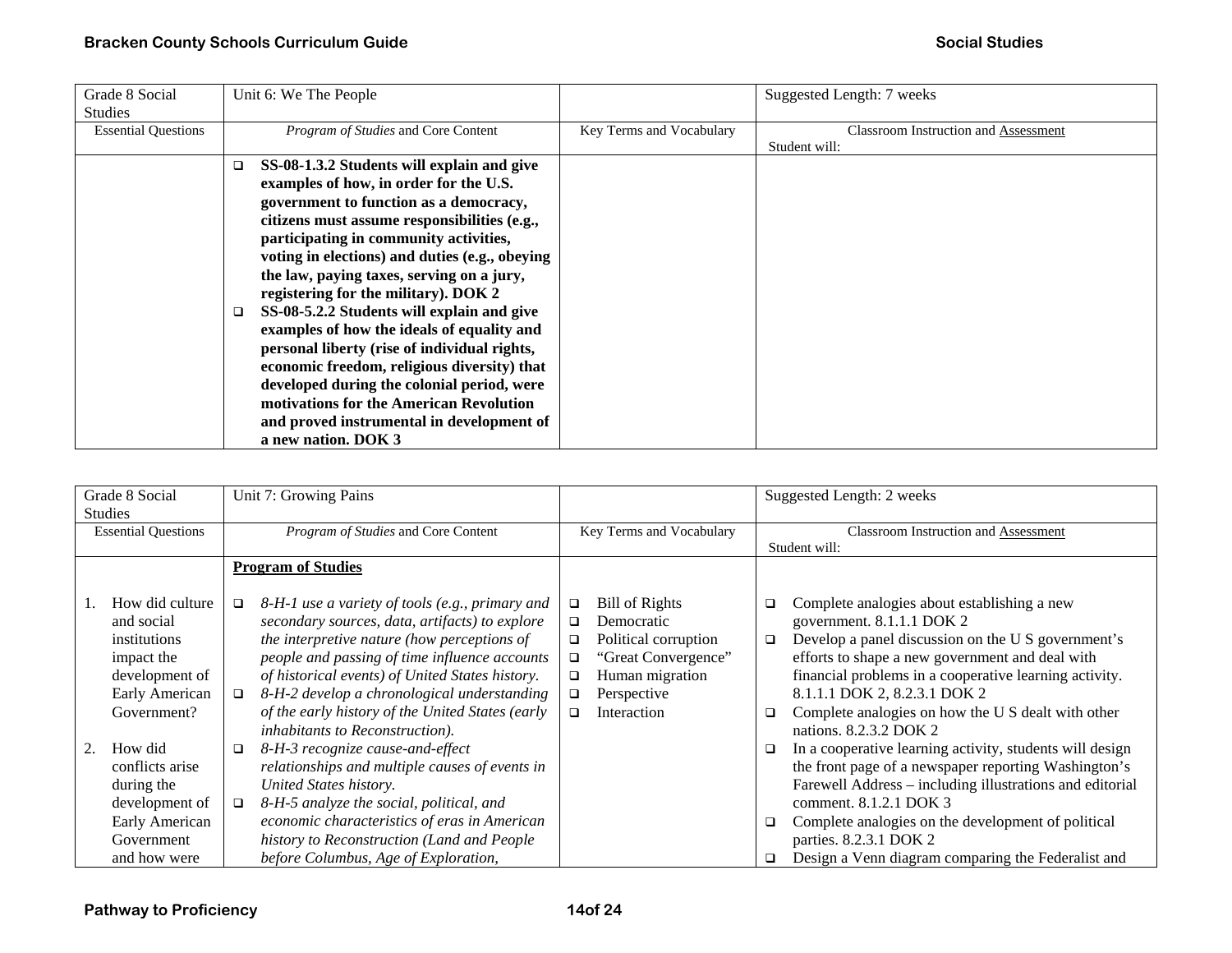| Grade 8 Social Studies | Unit 6: We The People | | Suggested Length: 7 weeks |
|---|---|---|---|
| Essential Questions | *Program of Studies* and Core Content | Key Terms and Vocabulary | Classroom Instruction and Assessment<br>Student will: |
| | ❑ **SS-08-1.3.2 Students will explain and give examples of how, in order for the U.S. government to function as a democracy, citizens must assume responsibilities (e.g., participating in community activities, voting in elections) and duties (e.g., obeying the law, paying taxes, serving on a jury, registering for the military). DOK 2**<br>❑ **SS-08-5.2.2 Students will explain and give examples of how the ideals of equality and personal liberty (rise of individual rights, economic freedom, religious diversity) that developed during the colonial period, were motivations for the American Revolution and proved instrumental in development of a new nation. DOK 3** | | |

| Grade 8 Social Studies | Unit 7: Growing Pains | | Suggested Length: 2 weeks |
|---|---|---|---|
| Essential Questions | *Program of Studies* and Core Content | Key Terms and Vocabulary | Classroom Instruction and Assessment<br>Student will: |
| 1. How did culture and social institutions impact the development of Early American Government?<br><br>2. How did conflicts arise during the development of Early American Government and how were | **Program of Studies**<br><br>❑ *8-H-1 use a variety of tools (e.g., primary and secondary sources, data, artifacts) to explore the interpretive nature (how perceptions of people and passing of time influence accounts of historical events) of United States history.*<br>❑ *8-H-2 develop a chronological understanding of the early history of the United States (early inhabitants to Reconstruction).*<br>❑ *8-H-3 recognize cause-and-effect relationships and multiple causes of events in United States history.*<br>❑ *8-H-5 analyze the social, political, and economic characteristics of eras in American history to Reconstruction (Land and People before Columbus, Age of Exploration,* | ❑ Bill of Rights<br>❑ Democratic<br>❑ Political corruption<br>❑ "Great Convergence"<br>❑ Human migration<br>❑ Perspective<br>❑ Interaction | ❑ Complete analogies about establishing a new government. 8.1.1.1 DOK 2<br>❑ Develop a panel discussion on the U S government's efforts to shape a new government and deal with financial problems in a cooperative learning activity. 8.1.1.1 DOK 2, 8.2.3.1 DOK 2<br>❑ Complete analogies on how the U S dealt with other nations. 8.2.3.2 DOK 2<br>❑ In a cooperative learning activity, students will design the front page of a newspaper reporting Washington's Farewell Address – including illustrations and editorial comment. 8.1.2.1 DOK 3<br>❑ Complete analogies on the development of political parties. 8.2.3.1 DOK 2<br>❑ Design a Venn diagram comparing the Federalist and |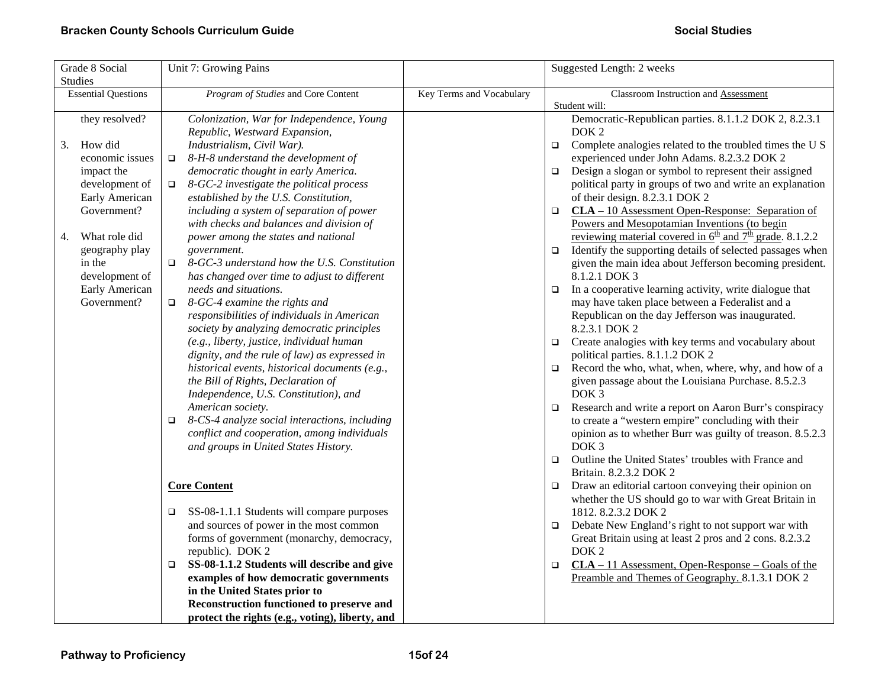| Grade 8 Social Studies | Unit 7: Growing Pains | | Suggested Length: 2 weeks |
|---|---|---|---|
| Essential Questions | *Program of Studies* and Core Content | Key Terms and Vocabulary | Classroom Instruction and Assessment<br>Student will: |
| they resolved?<br><br>3. How did economic issues impact the development of Early American Government?<br><br>4. What role did geography play in the development of Early American Government? | *Colonization, War for Independence, Young Republic, Westward Expansion, Industrialism, Civil War).*<br>❑ *8-H-8 understand the development of democratic thought in early America.*<br>❑ *8-GC-2 investigate the political process established by the U.S. Constitution, including a system of separation of power with checks and balances and division of power among the states and national government.*<br>❑ *8-GC-3 understand how the U.S. Constitution has changed over time to adjust to different needs and situations.*<br>❑ *8-GC-4 examine the rights and responsibilities of individuals in American society by analyzing democratic principles (e.g., liberty, justice, individual human dignity, and the rule of law) as expressed in historical events, historical documents (e.g., the Bill of Rights, Declaration of Independence, U.S. Constitution), and American society.*<br>❑ *8-CS-4 analyze social interactions, including conflict and cooperation, among individuals and groups in United States History.*<br><br>**Core Content**<br><br>❑ SS-08-1.1.1 Students will compare purposes and sources of power in the most common forms of government (monarchy, democracy, republic). DOK 2<br>❑ **SS-08-1.1.2 Students will describe and give examples of how democratic governments in the United States prior to Reconstruction functioned to preserve and protect the rights (e.g., voting), liberty, and** | | Democratic-Republican parties. 8.1.1.2 DOK 2, 8.2.3.1 DOK 2<br>❑ Complete analogies related to the troubled times the U S experienced under John Adams. 8.2.3.2 DOK 2<br>❑ Design a slogan or symbol to represent their assigned political party in groups of two and write an explanation of their design. 8.2.3.1 DOK 2<br>❑ **CLA** – 10 Assessment Open-Response: Separation of Powers and Mesopotamian Inventions (to begin reviewing material covered in 6th and 7th grade. 8.1.2.2<br>❑ Identify the supporting details of selected passages when given the main idea about Jefferson becoming president. 8.1.2.1 DOK 3<br>❑ In a cooperative learning activity, write dialogue that may have taken place between a Federalist and a Republican on the day Jefferson was inaugurated. 8.2.3.1 DOK 2<br>❑ Create analogies with key terms and vocabulary about political parties. 8.1.1.2 DOK 2<br>❑ Record the who, what, when, where, why, and how of a given passage about the Louisiana Purchase. 8.5.2.3 DOK 3<br>❑ Research and write a report on Aaron Burr's conspiracy to create a "western empire" concluding with their opinion as to whether Burr was guilty of treason. 8.5.2.3 DOK 3<br>❑ Outline the United States' troubles with France and Britain. 8.2.3.2 DOK 2<br>❑ Draw an editorial cartoon conveying their opinion on whether the US should go to war with Great Britain in 1812. 8.2.3.2 DOK 2<br>❑ Debate New England's right to not support war with Great Britain using at least 2 pros and 2 cons. 8.2.3.2 DOK 2<br>❑ **CLA** – 11 Assessment, Open-Response – Goals of the Preamble and Themes of Geography. 8.1.3.1 DOK 2 |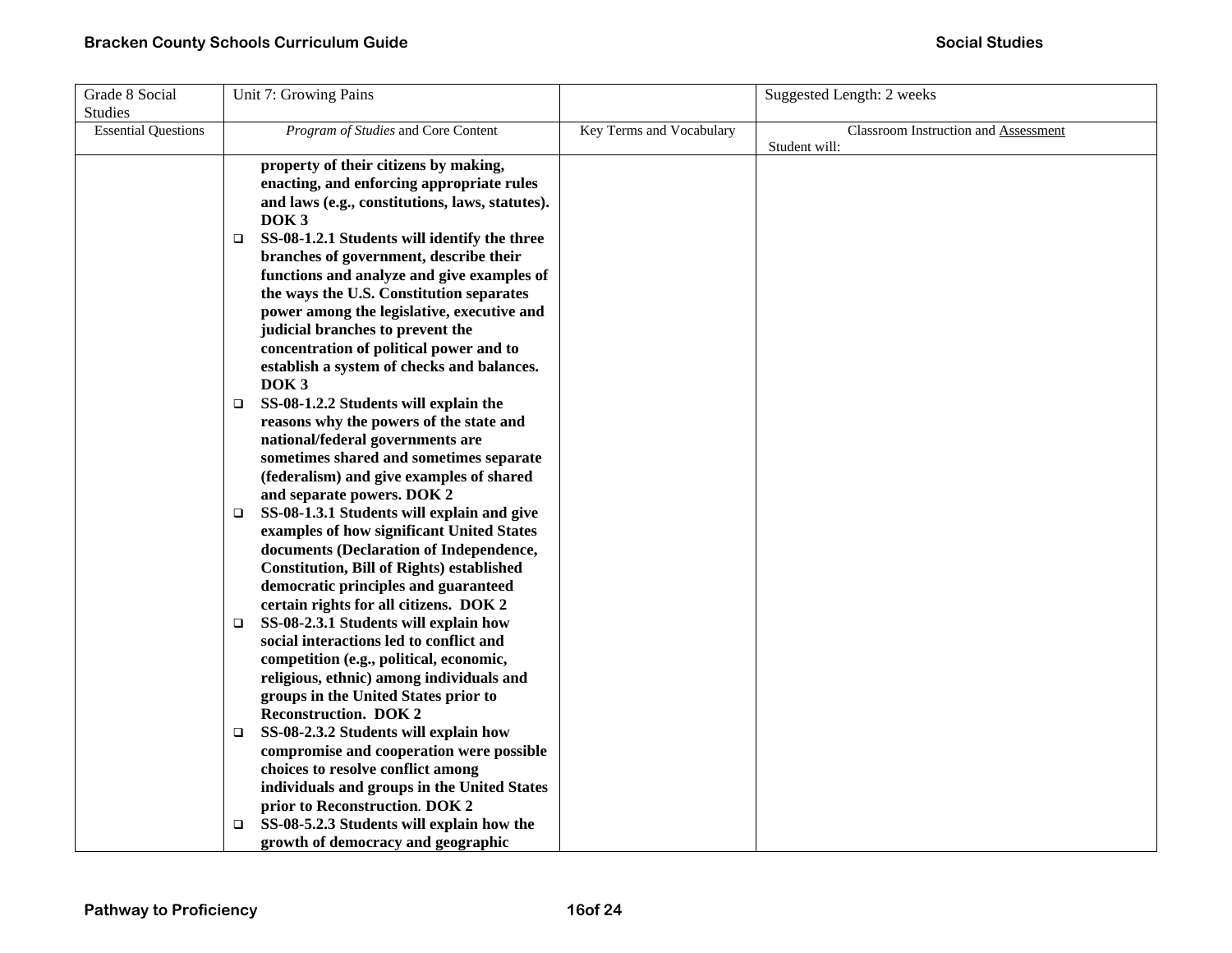| Grade 8 Social Studies | Unit 7: Growing Pains | | Suggested Length: 2 weeks |
|---|---|---|---|
| Essential Questions | *Program of Studies* and Core Content | Key Terms and Vocabulary | Classroom Instruction and Assessment<br>Student will: |
| | **property of their citizens by making, enacting, and enforcing appropriate rules and laws (e.g., constitutions, laws, statutes). DOK 3**<br>❑ **SS-08-1.2.1 Students will identify the three branches of government, describe their functions and analyze and give examples of the ways the U.S. Constitution separates power among the legislative, executive and judicial branches to prevent the concentration of political power and to establish a system of checks and balances. DOK 3**<br>❑ **SS-08-1.2.2 Students will explain the reasons why the powers of the state and national/federal governments are sometimes shared and sometimes separate (federalism) and give examples of shared and separate powers. DOK 2**<br>❑ **SS-08-1.3.1 Students will explain and give examples of how significant United States documents (Declaration of Independence, Constitution, Bill of Rights) established democratic principles and guaranteed certain rights for all citizens. DOK 2**<br>❑ **SS-08-2.3.1 Students will explain how social interactions led to conflict and competition (e.g., political, economic, religious, ethnic) among individuals and groups in the United States prior to Reconstruction. DOK 2**<br>❑ **SS-08-2.3.2 Students will explain how compromise and cooperation were possible choices to resolve conflict among individuals and groups in the United States prior to Reconstruction. DOK 2**<br>❑ **SS-08-5.2.3 Students will explain how the growth of democracy and geographic** | | |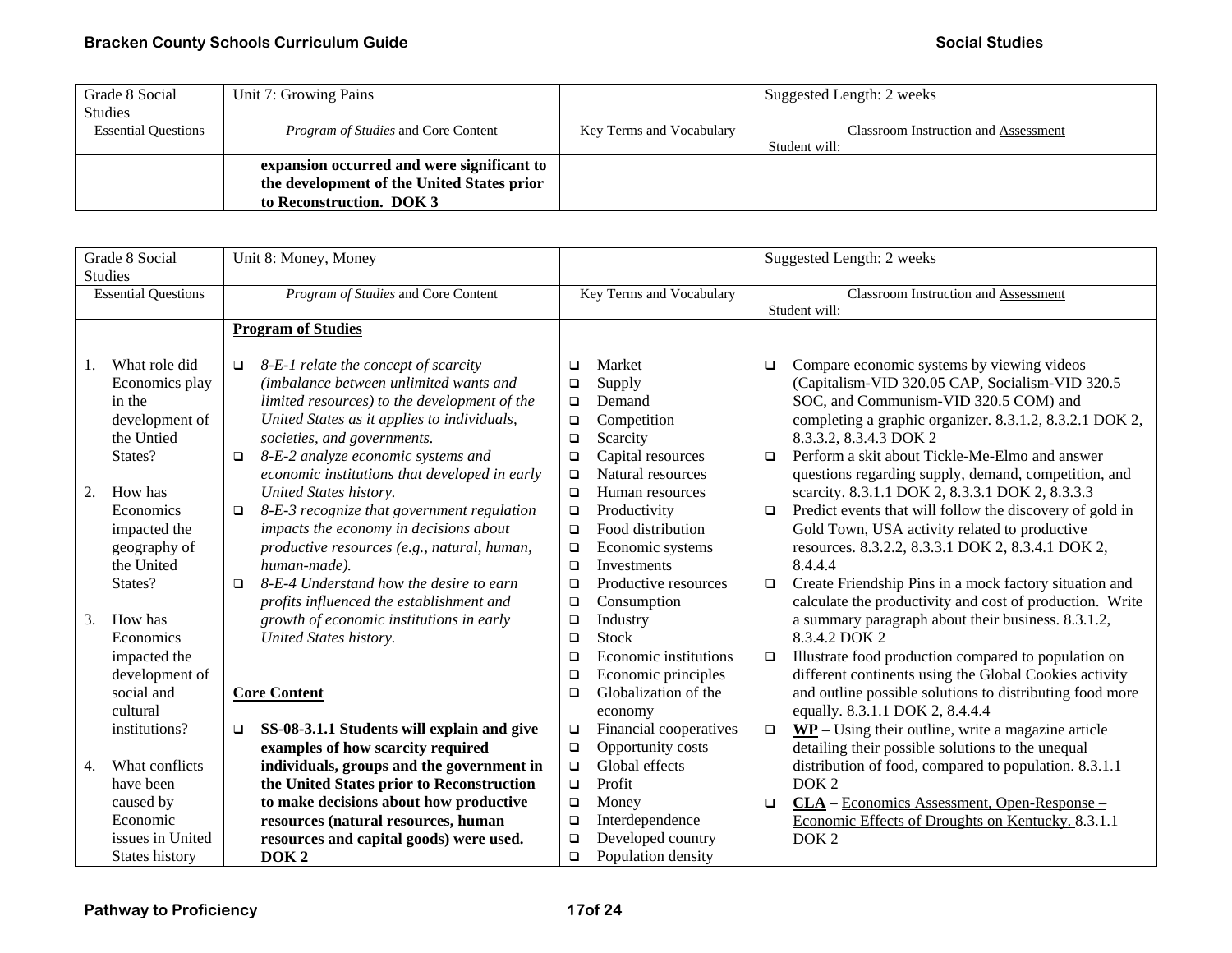| Grade 8 Social Studies | Unit 7: Growing Pains | | Suggested Length: 2 weeks |
|---|---|---|---|
| Essential Questions | *Program of Studies* and Core Content | Key Terms and Vocabulary | Classroom Instruction and Assessment<br>Student will: |
| | **expansion occurred and were significant to the development of the United States prior to Reconstruction. DOK 3** | | |

| Grade 8 Social Studies | Unit 8: Money, Money | | Suggested Length: 2 weeks |
|---|---|---|---|
| Essential Questions | *Program of Studies* and Core Content | Key Terms and Vocabulary | Classroom Instruction and Assessment<br>Student will: |
| 1. What role did Economics play in the development of the Untied States?<br><br>2. How has Economics impacted the geography of the United States?<br><br>3. How has Economics impacted the development of social and cultural institutions?<br><br>4. What conflicts have been caused by Economic issues in United States history | **Program of Studies**<br><br>❑ *8-E-1 relate the concept of scarcity (imbalance between unlimited wants and limited resources) to the development of the United States as it applies to individuals, societies, and governments.*<br>❑ *8-E-2 analyze economic systems and economic institutions that developed in early United States history.*<br>❑ *8-E-3 recognize that government regulation impacts the economy in decisions about productive resources (e.g., natural, human, human-made).*<br>❑ *8-E-4 Understand how the desire to earn profits influenced the establishment and growth of economic institutions in early United States history.*<br><br>**Core Content**<br><br>❑ **SS-08-3.1.1 Students will explain and give examples of how scarcity required individuals, groups and the government in the United States prior to Reconstruction to make decisions about how productive resources (natural resources, human resources and capital goods) were used. DOK 2** | ❑ Market<br>❑ Supply<br>❑ Demand<br>❑ Competition<br>❑ Scarcity<br>❑ Capital resources<br>❑ Natural resources<br>❑ Human resources<br>❑ Productivity<br>❑ Food distribution<br>❑ Economic systems<br>❑ Investments<br>❑ Productive resources<br>❑ Consumption<br>❑ Industry<br>❑ Stock<br>❑ Economic institutions<br>❑ Economic principles<br>❑ Globalization of the economy<br>❑ Financial cooperatives<br>❑ Opportunity costs<br>❑ Global effects<br>❑ Profit<br>❑ Money<br>❑ Interdependence<br>❑ Developed country<br>❑ Population density | ❑ Compare economic systems by viewing videos (Capitalism-VID 320.05 CAP, Socialism-VID 320.5 SOC, and Communism-VID 320.5 COM) and completing a graphic organizer. 8.3.1.2, 8.3.2.1 DOK 2, 8.3.3.2, 8.3.4.3 DOK 2<br>❑ Perform a skit about Tickle-Me-Elmo and answer questions regarding supply, demand, competition, and scarcity. 8.3.1.1 DOK 2, 8.3.3.1 DOK 2, 8.3.3.3<br>❑ Predict events that will follow the discovery of gold in Gold Town, USA activity related to productive resources. 8.3.2.2, 8.3.3.1 DOK 2, 8.3.4.1 DOK 2, 8.4.4.4<br>❑ Create Friendship Pins in a mock factory situation and calculate the productivity and cost of production. Write a summary paragraph about their business. 8.3.1.2, 8.3.4.2 DOK 2<br>❑ Illustrate food production compared to population on different continents using the Global Cookies activity and outline possible solutions to distributing food more equally. 8.3.1.1 DOK 2, 8.4.4.4<br>❑ **WP** – Using their outline, write a magazine article detailing their possible solutions to the unequal distribution of food, compared to population. 8.3.1.1 DOK 2<br>❑ **CLA** – Economics Assessment, Open-Response – Economic Effects of Droughts on Kentucky. 8.3.1.1 DOK 2 |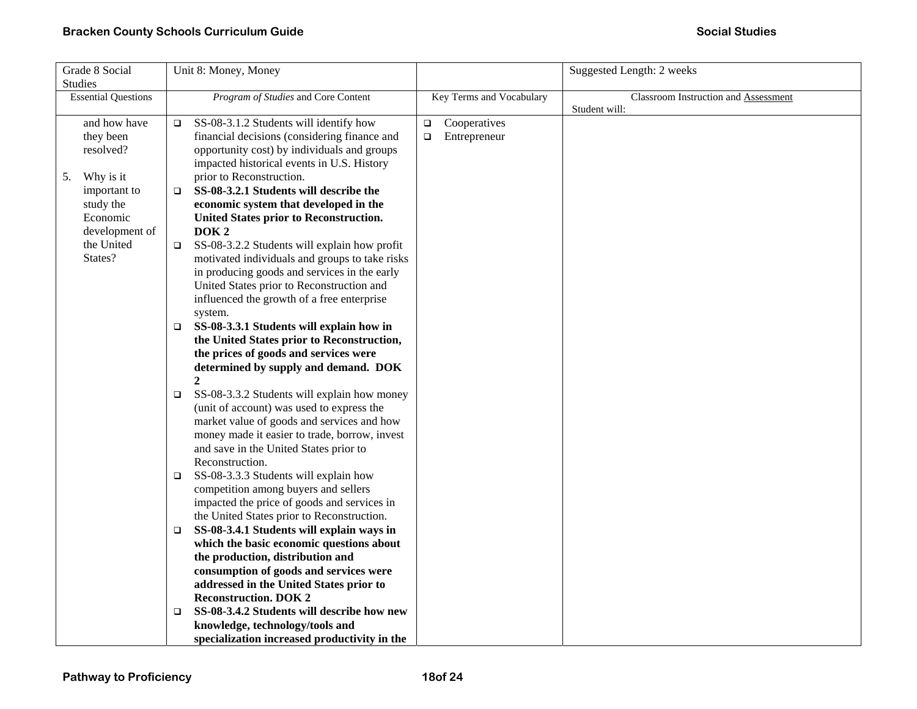| Grade 8 Social Studies | Unit 8: Money, Money | | Suggested Length: 2 weeks |
|---|---|---|---|
| Essential Questions | *Program of Studies* and Core Content | Key Terms and Vocabulary | Classroom Instruction and Assessment<br>Student will: |
| and how have they been resolved?<br><br>5. Why is it important to study the Economic development of the United States? | ❑ SS-08-3.1.2 Students will identify how financial decisions (considering finance and opportunity cost) by individuals and groups impacted historical events in U.S. History prior to Reconstruction.<br>❑ **SS-08-3.2.1 Students will describe the economic system that developed in the United States prior to Reconstruction. DOK 2**<br>❑ SS-08-3.2.2 Students will explain how profit motivated individuals and groups to take risks in producing goods and services in the early United States prior to Reconstruction and influenced the growth of a free enterprise system.<br>❑ **SS-08-3.3.1 Students will explain how in the United States prior to Reconstruction, the prices of goods and services were determined by supply and demand. DOK 2**<br>❑ SS-08-3.3.2 Students will explain how money (unit of account) was used to express the market value of goods and services and how money made it easier to trade, borrow, invest and save in the United States prior to Reconstruction.<br>❑ SS-08-3.3.3 Students will explain how competition among buyers and sellers impacted the price of goods and services in the United States prior to Reconstruction.<br>❑ **SS-08-3.4.1 Students will explain ways in which the basic economic questions about the production, distribution and consumption of goods and services were addressed in the United States prior to Reconstruction. DOK 2**<br>❑ **SS-08-3.4.2 Students will describe how new knowledge, technology/tools and specialization increased productivity in the** | ❑ Cooperatives<br>❑ Entrepreneur | |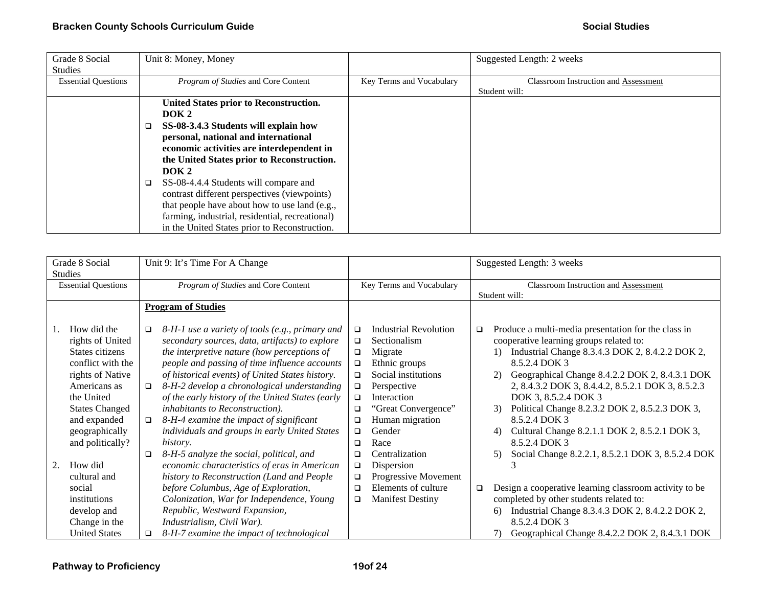| Grade 8 Social Studies | Unit 8: Money, Money | | Suggested Length: 2 weeks |
|---|---|---|---|
| Essential Questions | *Program of Studies* and Core Content | Key Terms and Vocabulary | Classroom Instruction and Assessment<br>Student will: |
| | **United States prior to Reconstruction. DOK 2**<br>❑ **SS-08-3.4.3 Students will explain how personal, national and international economic activities are interdependent in the United States prior to Reconstruction. DOK 2**<br>❑ SS-08-4.4.4 Students will compare and contrast different perspectives (viewpoints) that people have about how to use land (e.g., farming, industrial, residential, recreational) in the United States prior to Reconstruction. | | |

| Grade 8 Social Studies | Unit 9: It's Time For A Change | | Suggested Length: 3 weeks |
|---|---|---|---|
| Essential Questions | *Program of Studies* and Core Content | Key Terms and Vocabulary | Classroom Instruction and Assessment<br>Student will: |
| 1. How did the rights of United States citizens conflict with the rights of Native Americans as the United States Changed and expanded geographically and politically?<br><br>2. How did cultural and social institutions develop and Change in the United States | **Program of Studies**<br><br>❑ *8-H-1 use a variety of tools (e.g., primary and secondary sources, data, artifacts) to explore the interpretive nature (how perceptions of people and passing of time influence accounts of historical events) of United States history.*<br>❑ *8-H-2 develop a chronological understanding of the early history of the United States (early inhabitants to Reconstruction).*<br>❑ *8-H-4 examine the impact of significant individuals and groups in early United States history.*<br>❑ *8-H-5 analyze the social, political, and economic characteristics of eras in American history to Reconstruction (Land and People before Columbus, Age of Exploration, Colonization, War for Independence, Young Republic, Westward Expansion, Industrialism, Civil War).*<br>❑ *8-H-7 examine the impact of technological* | ❑ Industrial Revolution<br>❑ Sectionalism<br>❑ Migrate<br>❑ Ethnic groups<br>❑ Social institutions<br>❑ Perspective<br>❑ Interaction<br>❑ "Great Convergence"<br>❑ Human migration<br>❑ Gender<br>❑ Race<br>❑ Centralization<br>❑ Dispersion<br>❑ Progressive Movement<br>❑ Elements of culture<br>❑ Manifest Destiny | ❑ Produce a multi-media presentation for the class in cooperative learning groups related to:<br>1) Industrial Change 8.3.4.3 DOK 2, 8.4.2.2 DOK 2, 8.5.2.4 DOK 3<br>2) Geographical Change 8.4.2.2 DOK 2, 8.4.3.1 DOK 2, 8.4.3.2 DOK 3, 8.4.4.2, 8.5.2.1 DOK 3, 8.5.2.3 DOK 3, 8.5.2.4 DOK 3<br>3) Political Change 8.2.3.2 DOK 2, 8.5.2.3 DOK 3, 8.5.2.4 DOK 3<br>4) Cultural Change 8.2.1.1 DOK 2, 8.5.2.1 DOK 3, 8.5.2.4 DOK 3<br>5) Social Change 8.2.2.1, 8.5.2.1 DOK 3, 8.5.2.4 DOK 3<br><br>❑ Design a cooperative learning classroom activity to be completed by other students related to:<br>6) Industrial Change 8.3.4.3 DOK 2, 8.4.2.2 DOK 2, 8.5.2.4 DOK 3<br>7) Geographical Change 8.4.2.2 DOK 2, 8.4.3.1 DOK |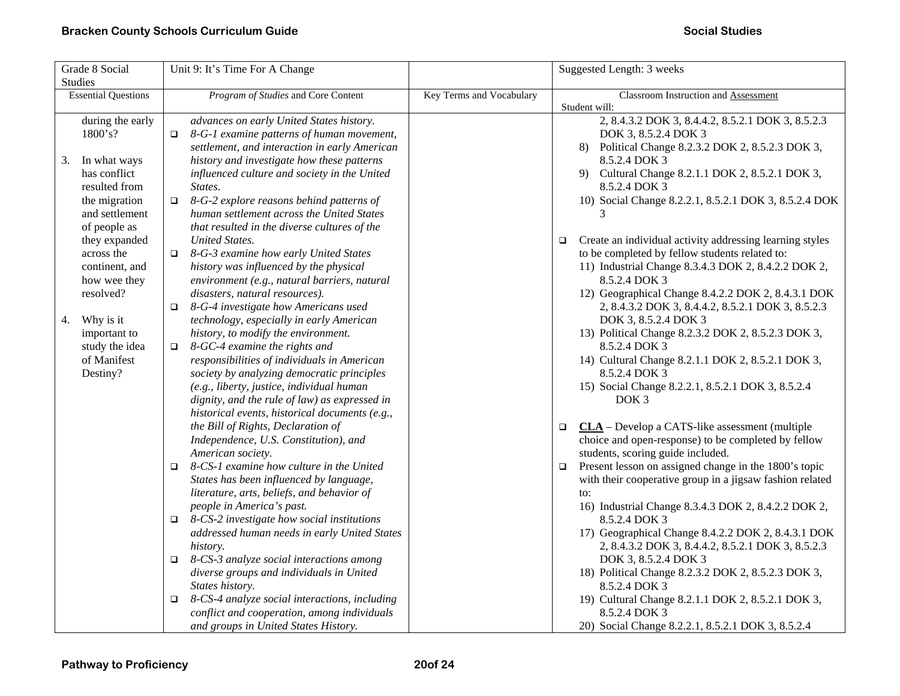| Grade 8 Social Studies | Unit 9: It's Time For A Change | | Suggested Length: 3 weeks |
|---|---|---|---|
| Essential Questions | *Program of Studies* and Core Content | Key Terms and Vocabulary | Classroom Instruction and Assessment<br>Student will: |
| during the early 1800's?<br><br>3. In what ways has conflict resulted from the migration and settlement of people as they expanded across the continent, and how wee they resolved?<br><br>4. Why is it important to study the idea of Manifest Destiny? | *advances on early United States history.*<br>❑ *8-G-1 examine patterns of human movement, settlement, and interaction in early American history and investigate how these patterns influenced culture and society in the United States.*<br>❑ *8-G-2 explore reasons behind patterns of human settlement across the United States that resulted in the diverse cultures of the United States.*<br>❑ *8-G-3 examine how early United States history was influenced by the physical environment (e.g., natural barriers, natural disasters, natural resources).*<br>❑ *8-G-4 investigate how Americans used technology, especially in early American history, to modify the environment.*<br>❑ *8-GC-4 examine the rights and responsibilities of individuals in American society by analyzing democratic principles (e.g., liberty, justice, individual human dignity, and the rule of law) as expressed in historical events, historical documents (e.g., the Bill of Rights, Declaration of Independence, U.S. Constitution), and American society.*<br>❑ *8-CS-1 examine how culture in the United States has been influenced by language, literature, arts, beliefs, and behavior of people in America's past.*<br>❑ *8-CS-2 investigate how social institutions addressed human needs in early United States history.*<br>❑ *8-CS-3 analyze social interactions among diverse groups and individuals in United States history.*<br>❑ *8-CS-4 analyze social interactions, including conflict and cooperation, among individuals and groups in United States History.* | | 2, 8.4.3.2 DOK 3, 8.4.4.2, 8.5.2.1 DOK 3, 8.5.2.3 DOK 3, 8.5.2.4 DOK 3<br>8) Political Change 8.2.3.2 DOK 2, 8.5.2.3 DOK 3, 8.5.2.4 DOK 3<br>9) Cultural Change 8.2.1.1 DOK 2, 8.5.2.1 DOK 3, 8.5.2.4 DOK 3<br>10) Social Change 8.2.2.1, 8.5.2.1 DOK 3, 8.5.2.4 DOK 3<br><br>❑ Create an individual activity addressing learning styles to be completed by fellow students related to:<br>11) Industrial Change 8.3.4.3 DOK 2, 8.4.2.2 DOK 2, 8.5.2.4 DOK 3<br>12) Geographical Change 8.4.2.2 DOK 2, 8.4.3.1 DOK 2, 8.4.3.2 DOK 3, 8.4.4.2, 8.5.2.1 DOK 3, 8.5.2.3 DOK 3, 8.5.2.4 DOK 3<br>13) Political Change 8.2.3.2 DOK 2, 8.5.2.3 DOK 3, 8.5.2.4 DOK 3<br>14) Cultural Change 8.2.1.1 DOK 2, 8.5.2.1 DOK 3, 8.5.2.4 DOK 3<br>15) Social Change 8.2.2.1, 8.5.2.1 DOK 3, 8.5.2.4 DOK 3<br><br>❑ **CLA** – Develop a CATS-like assessment (multiple choice and open-response) to be completed by fellow students, scoring guide included.<br>❑ Present lesson on assigned change in the 1800's topic with their cooperative group in a jigsaw fashion related to:<br>16) Industrial Change 8.3.4.3 DOK 2, 8.4.2.2 DOK 2, 8.5.2.4 DOK 3<br>17) Geographical Change 8.4.2.2 DOK 2, 8.4.3.1 DOK 2, 8.4.3.2 DOK 3, 8.4.4.2, 8.5.2.1 DOK 3, 8.5.2.3 DOK 3, 8.5.2.4 DOK 3<br>18) Political Change 8.2.3.2 DOK 2, 8.5.2.3 DOK 3, 8.5.2.4 DOK 3<br>19) Cultural Change 8.2.1.1 DOK 2, 8.5.2.1 DOK 3, 8.5.2.4 DOK 3<br>20) Social Change 8.2.2.1, 8.5.2.1 DOK 3, 8.5.2.4 |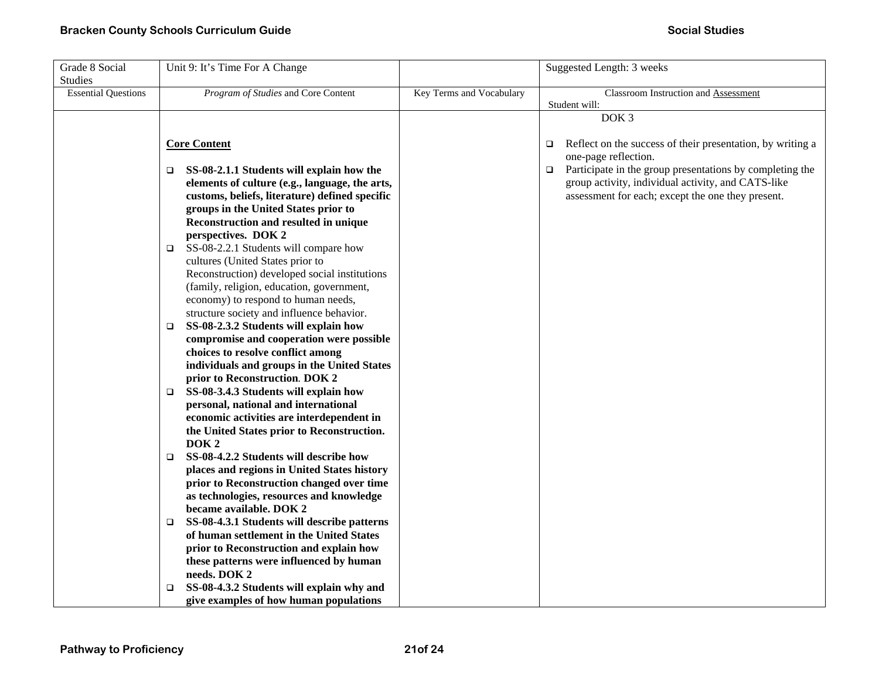| Grade 8 Social Studies | Unit 9: It's Time For A Change | | Suggested Length: 3 weeks |
|---|---|---|---|
| Essential Questions | *Program of Studies* and Core Content | Key Terms and Vocabulary | Classroom Instruction and Assessment<br>Student will: |
| | **Core Content**<br><br>❑ **SS-08-2.1.1 Students will explain how the elements of culture (e.g., language, the arts, customs, beliefs, literature) defined specific groups in the United States prior to Reconstruction and resulted in unique perspectives. DOK 2**<br>❑ SS-08-2.2.1 Students will compare how cultures (United States prior to Reconstruction) developed social institutions (family, religion, education, government, economy) to respond to human needs, structure society and influence behavior.<br>❑ **SS-08-2.3.2 Students will explain how compromise and cooperation were possible choices to resolve conflict among individuals and groups in the United States prior to Reconstruction. DOK 2**<br>❑ **SS-08-3.4.3 Students will explain how personal, national and international economic activities are interdependent in the United States prior to Reconstruction. DOK 2**<br>❑ **SS-08-4.2.2 Students will describe how places and regions in United States history prior to Reconstruction changed over time as technologies, resources and knowledge became available. DOK 2**<br>❑ **SS-08-4.3.1 Students will describe patterns of human settlement in the United States prior to Reconstruction and explain how these patterns were influenced by human needs. DOK 2**<br>❑ **SS-08-4.3.2 Students will explain why and give examples of how human populations** | | DOK 3<br><br>❑ Reflect on the success of their presentation, by writing a one-page reflection.<br>❑ Participate in the group presentations by completing the group activity, individual activity, and CATS-like assessment for each; except the one they present. |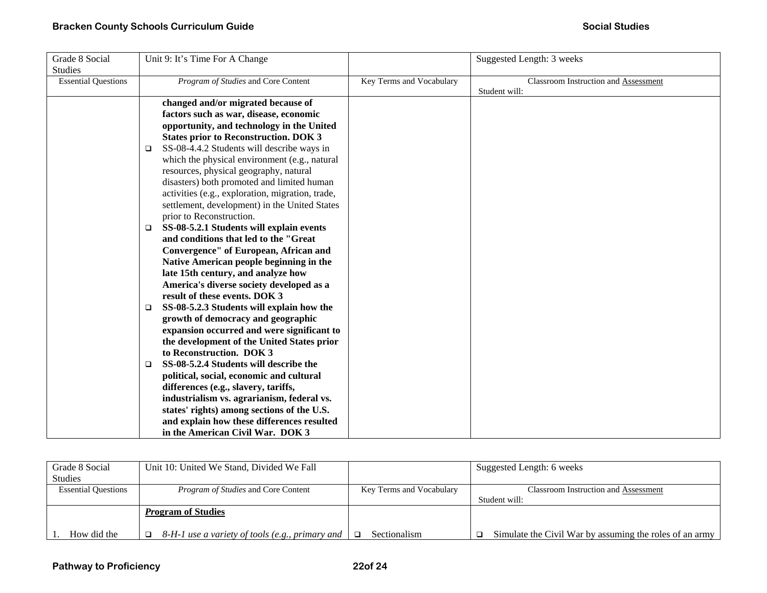| Grade 8 Social Studies | Unit 9: It's Time For A Change | | Suggested Length: 3 weeks |
|---|---|---|---|
| Essential Questions | *Program of Studies* and Core Content | Key Terms and Vocabulary | Classroom Instruction and Assessment<br>Student will: |
| | **changed and/or migrated because of factors such as war, disease, economic opportunity, and technology in the United States prior to Reconstruction. DOK 3**<br>❑ SS-08-4.4.2 Students will describe ways in which the physical environment (e.g., natural resources, physical geography, natural disasters) both promoted and limited human activities (e.g., exploration, migration, trade, settlement, development) in the United States prior to Reconstruction.<br>❑ **SS-08-5.2.1 Students will explain events and conditions that led to the "Great Convergence" of European, African and Native American people beginning in the late 15th century, and analyze how America's diverse society developed as a result of these events. DOK 3**<br>❑ **SS-08-5.2.3 Students will explain how the growth of democracy and geographic expansion occurred and were significant to the development of the United States prior to Reconstruction. DOK 3**<br>❑ **SS-08-5.2.4 Students will describe the political, social, economic and cultural differences (e.g., slavery, tariffs, industrialism vs. agrarianism, federal vs. states' rights) among sections of the U.S. and explain how these differences resulted in the American Civil War. DOK 3** | | |

| Grade 8 Social Studies | Unit 10: United We Stand, Divided We Fall | | Suggested Length: 6 weeks |
|---|---|---|---|
| Essential Questions | *Program of Studies* and Core Content | Key Terms and Vocabulary | Classroom Instruction and Assessment<br>Student will: |
| 1. How did the | ***Program of Studies***<br>❑ *8-H-1 use a variety of tools (e.g., primary and* | ❑ Sectionalism | ❑ Simulate the Civil War by assuming the roles of an army |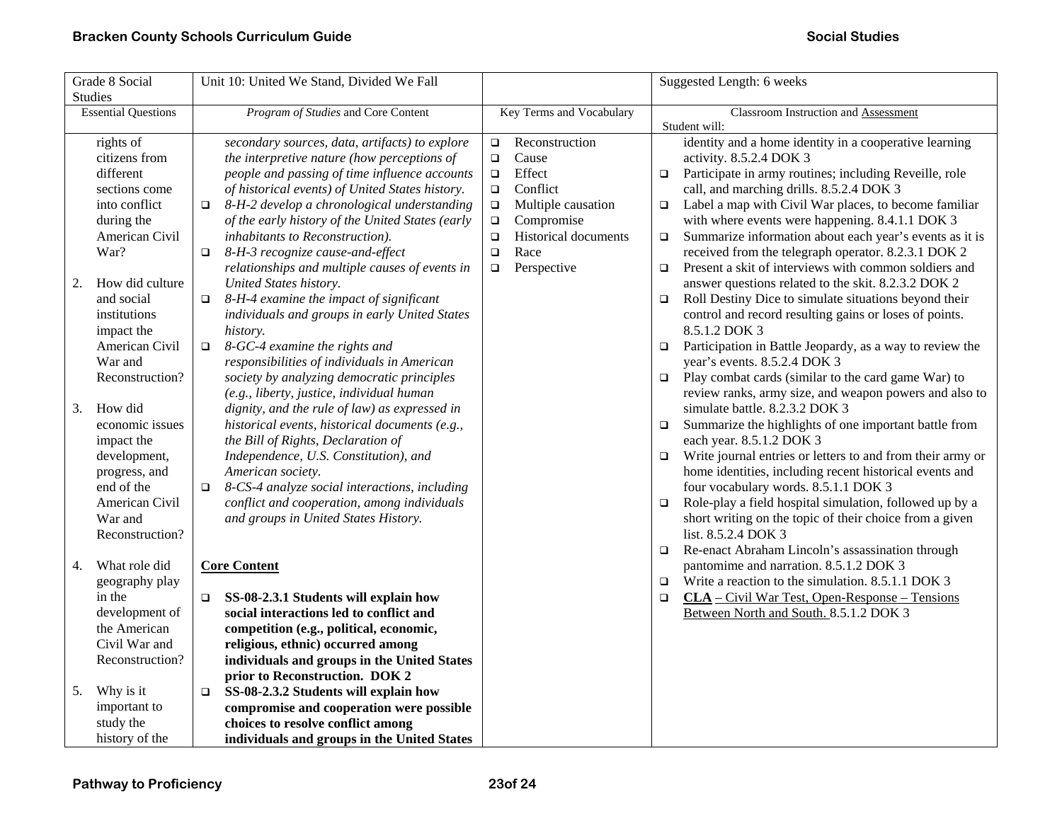| Grade 8 Social Studies | Unit 10: United We Stand, Divided We Fall | | Suggested Length: 6 weeks |
|---|---|---|---|
| Essential Questions | *Program of Studies* and Core Content | Key Terms and Vocabulary | Classroom Instruction and Assessment<br>Student will: |
| rights of citizens from different sections come into conflict during the American Civil War?<br><br>2. How did culture and social institutions impact the American Civil War and Reconstruction?<br><br>3. How did economic issues impact the development, progress, and end of the American Civil War and Reconstruction?<br><br>4. What role did geography play in the development of the American Civil War and Reconstruction?<br><br>5. Why is it important to study the history of the | *secondary sources, data, artifacts) to explore the interpretive nature (how perceptions of people and passing of time influence accounts of historical events) of United States history.*<br>❑ *8-H-2 develop a chronological understanding of the early history of the United States (early inhabitants to Reconstruction).*<br>❑ *8-H-3 recognize cause-and-effect relationships and multiple causes of events in United States history.*<br>❑ *8-H-4 examine the impact of significant individuals and groups in early United States history.*<br>❑ *8-GC-4 examine the rights and responsibilities of individuals in American society by analyzing democratic principles (e.g., liberty, justice, individual human dignity, and the rule of law) as expressed in historical events, historical documents (e.g., the Bill of Rights, Declaration of Independence, U.S. Constitution), and American society.*<br>❑ *8-CS-4 analyze social interactions, including conflict and cooperation, among individuals and groups in United States History.*<br><br>**Core Content**<br><br>❑ **SS-08-2.3.1 Students will explain how social interactions led to conflict and competition (e.g., political, economic, religious, ethnic) occurred among individuals and groups in the United States prior to Reconstruction. DOK 2**<br>❑ **SS-08-2.3.2 Students will explain how compromise and cooperation were possible choices to resolve conflict among individuals and groups in the United States** | ❑ Reconstruction<br>❑ Cause<br>❑ Effect<br>❑ Conflict<br>❑ Multiple causation<br>❑ Compromise<br>❑ Historical documents<br>❑ Race<br>❑ Perspective | identity and a home identity in a cooperative learning activity. 8.5.2.4 DOK 3<br>❑ Participate in army routines; including Reveille, role call, and marching drills. 8.5.2.4 DOK 3<br>❑ Label a map with Civil War places, to become familiar with where events were happening. 8.4.1.1 DOK 3<br>❑ Summarize information about each year's events as it is received from the telegraph operator. 8.2.3.1 DOK 2<br>❑ Present a skit of interviews with common soldiers and answer questions related to the skit. 8.2.3.2 DOK 2<br>❑ Roll Destiny Dice to simulate situations beyond their control and record resulting gains or loses of points. 8.5.1.2 DOK 3<br>❑ Participation in Battle Jeopardy, as a way to review the year's events. 8.5.2.4 DOK 3<br>❑ Play combat cards (similar to the card game War) to review ranks, army size, and weapon powers and also to simulate battle. 8.2.3.2 DOK 3<br>❑ Summarize the highlights of one important battle from each year. 8.5.1.2 DOK 3<br>❑ Write journal entries or letters to and from their army or home identities, including recent historical events and four vocabulary words. 8.5.1.1 DOK 3<br>❑ Role-play a field hospital simulation, followed up by a short writing on the topic of their choice from a given list. 8.5.2.4 DOK 3<br>❑ Re-enact Abraham Lincoln's assassination through pantomime and narration. 8.5.1.2 DOK 3<br>❑ Write a reaction to the simulation. 8.5.1.1 DOK 3<br>❑ **CLA** – Civil War Test, Open-Response – Tensions Between North and South. 8.5.1.2 DOK 3 |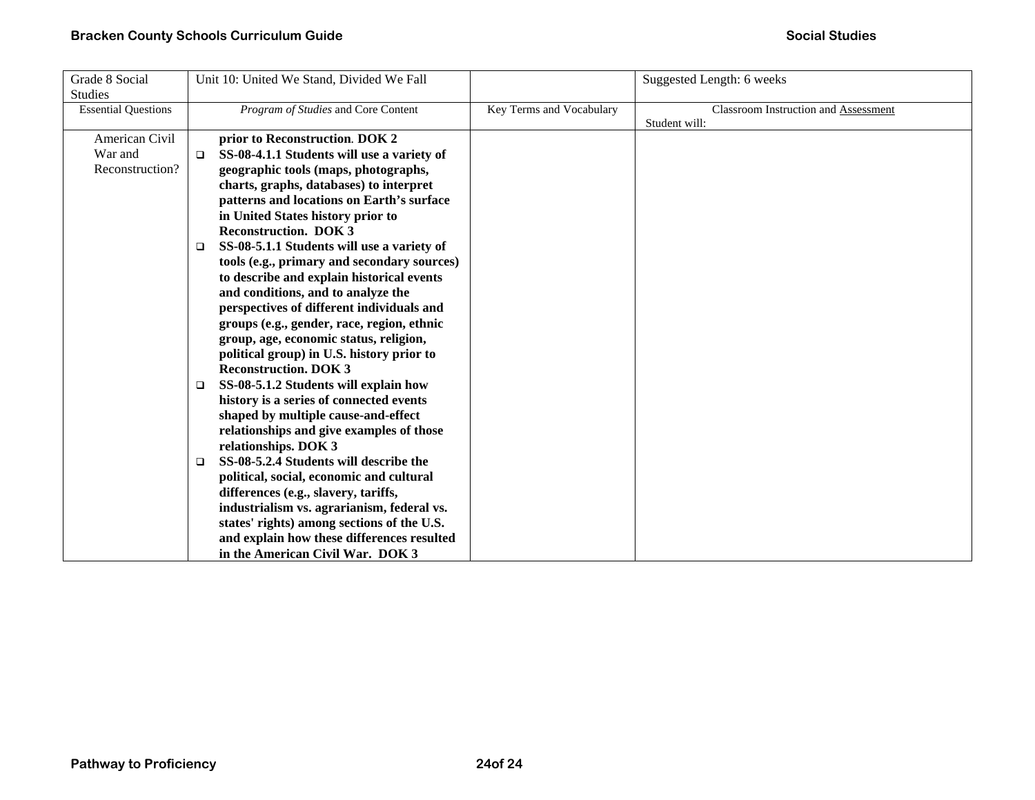| Grade 8 Social Studies | Unit 10: United We Stand, Divided We Fall | | Suggested Length: 6 weeks |
|---|---|---|---|
| Essential Questions | *Program of Studies* and Core Content | Key Terms and Vocabulary | Classroom Instruction and Assessment<br>Student will: |
| American Civil War and Reconstruction? | **prior to Reconstruction. DOK 2**<br>❑ **SS-08-4.1.1 Students will use a variety of geographic tools (maps, photographs, charts, graphs, databases) to interpret patterns and locations on Earth's surface in United States history prior to Reconstruction. DOK 3**<br>❑ **SS-08-5.1.1 Students will use a variety of tools (e.g., primary and secondary sources) to describe and explain historical events and conditions, and to analyze the perspectives of different individuals and groups (e.g., gender, race, region, ethnic group, age, economic status, religion, political group) in U.S. history prior to Reconstruction. DOK 3**<br>❑ **SS-08-5.1.2 Students will explain how history is a series of connected events shaped by multiple cause-and-effect relationships and give examples of those relationships. DOK 3**<br>❑ **SS-08-5.2.4 Students will describe the political, social, economic and cultural differences (e.g., slavery, tariffs, industrialism vs. agrarianism, federal vs. states' rights) among sections of the U.S. and explain how these differences resulted in the American Civil War. DOK 3** | | |